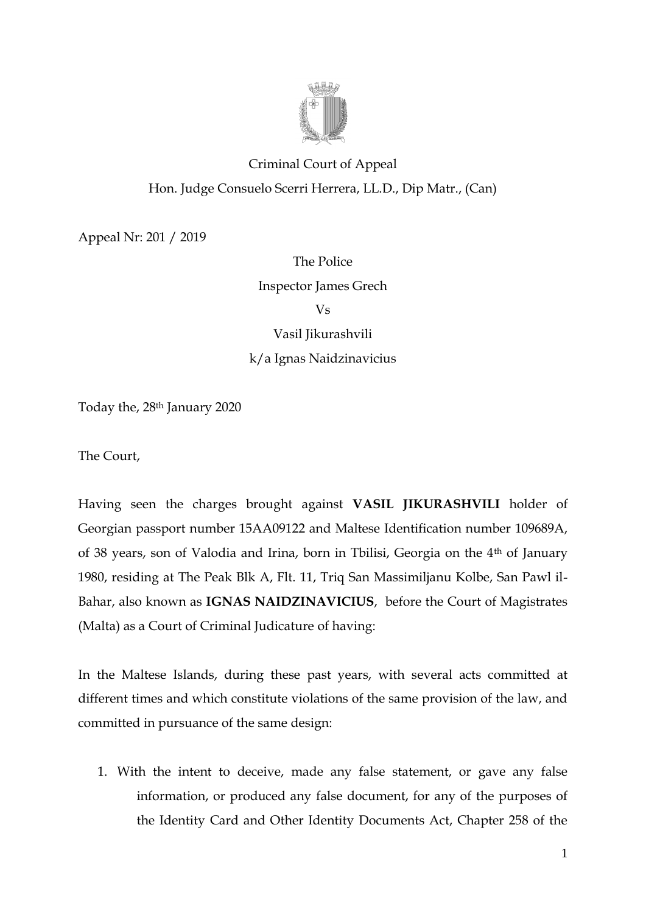Criminal Court of Appeal

Hon. Judge Consuelo Scerri Herrera, LL.D., Dip Matr., (Can)

Appeal Nr: 201 / 2019

The Police

Inspector James Grech

Vs

Vasil Jikurashvili

k/a Ignas Naidzinavicius

Today the, 28th January 2020

The Court,

Having seen the charges brought against **VASIL JIKURASHVILI** holder of Georgian passport number 15AA09122 and Maltese Identification number 109689A, of 38 years, son of Valodia and Irina, born in Tbilisi, Georgia on the 4th of January 1980, residing at The Peak Blk A, Flt. 11, Triq San Massimiljanu Kolbe, San Pawl il-Bahar, also known as **IGNAS NAIDZINAVICIUS**, before the Court of Magistrates (Malta) as a Court of Criminal Judicature of having:

In the Maltese Islands, during these past years, with several acts committed at different times and which constitute violations of the same provision of the law, and committed in pursuance of the same design:

1. With the intent to deceive, made any false statement, or gave any false information, or produced any false document, for any of the purposes of the Identity Card and Other Identity Documents Act, Chapter 258 of the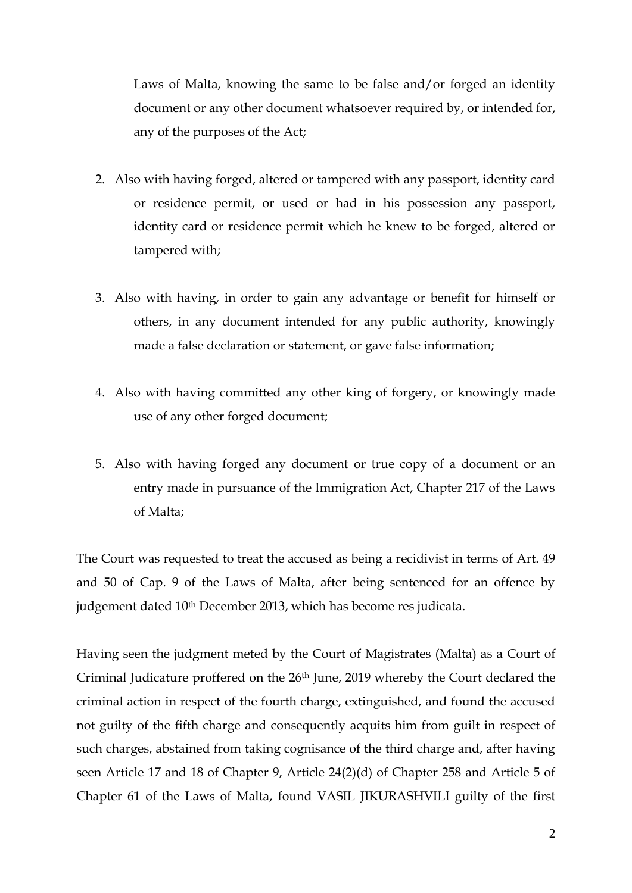Laws of Malta, knowing the same to be false and/or forged an identity document or any other document whatsoever required by, or intended for, any of the purposes of the Act;

2. Also with having forged, altered or tampered with any passport, identity card or residence permit, or used or had in his possession any passport, identity card or residence permit which he knew to be forged, altered or tampered with;

3. Also with having, in order to gain any advantage or benefit for himself or others, in any document intended for any public authority, knowingly made a false declaration or statement, or gave false information;

4. Also with having committed any other king of forgery, or knowingly made use of any other forged document;

5. Also with having forged any document or true copy of a document or an entry made in pursuance of the Immigration Act, Chapter 217 of the Laws of Malta;

The Court was requested to treat the accused as being a recidivist in terms of Art. 49 and 50 of Cap. 9 of the Laws of Malta, after being sentenced for an offence by judgement dated 10th December 2013, which has become res judicata.

Having seen the judgment meted by the Court of Magistrates (Malta) as a Court of Criminal Judicature proffered on the 26th June, 2019 whereby the Court declared the criminal action in respect of the fourth charge, extinguished, and found the accused not guilty of the fifth charge and consequently acquits him from guilt in respect of such charges, abstained from taking cognisance of the third charge and, after having seen Article 17 and 18 of Chapter 9, Article 24(2)(d) of Chapter 258 and Article 5 of Chapter 61 of the Laws of Malta, found VASIL JIKURASHVILI guilty of the first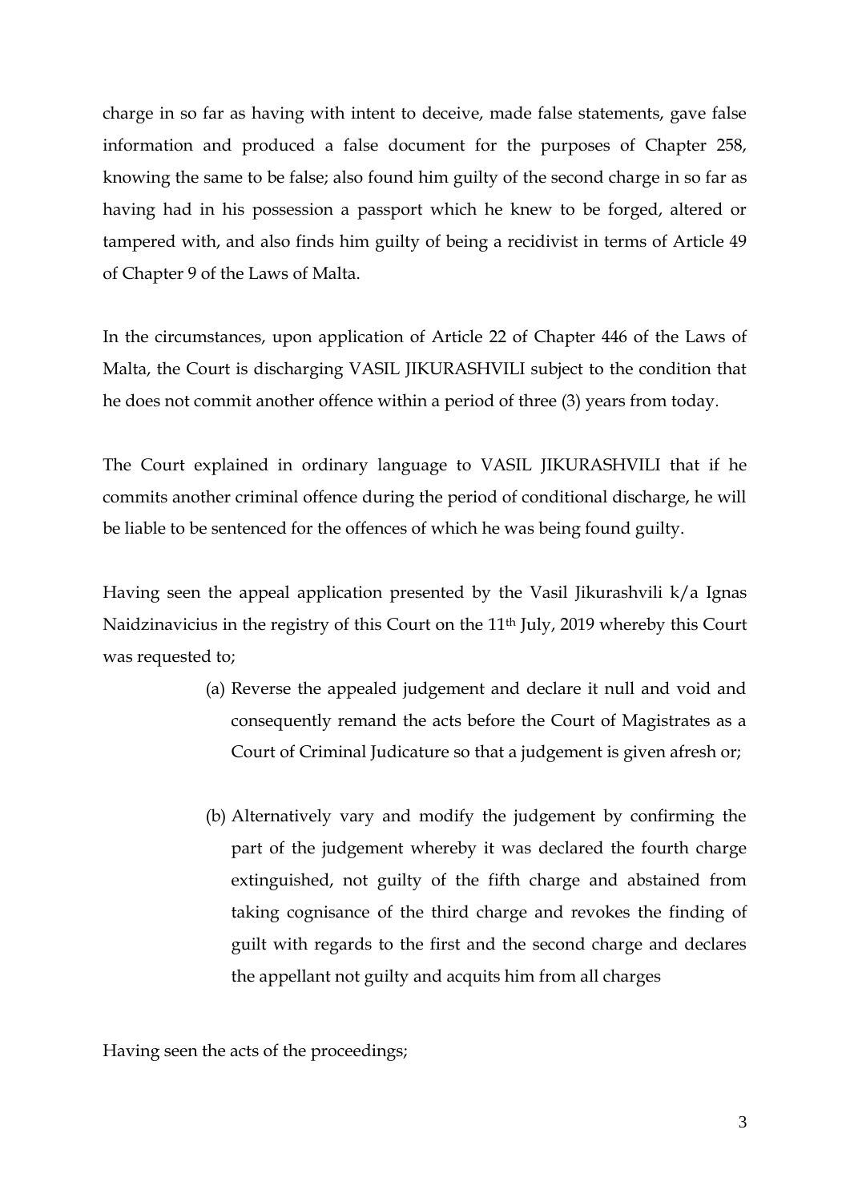charge in so far as having with intent to deceive, made false statements, gave false information and produced a false document for the purposes of Chapter 258, knowing the same to be false; also found him guilty of the second charge in so far as having had in his possession a passport which he knew to be forged, altered or tampered with, and also finds him guilty of being a recidivist in terms of Article 49 of Chapter 9 of the Laws of Malta.

In the circumstances, upon application of Article 22 of Chapter 446 of the Laws of Malta, the Court is discharging VASIL JIKURASHVILI subject to the condition that he does not commit another offence within a period of three (3) years from today.

The Court explained in ordinary language to VASIL JIKURASHVILI that if he commits another criminal offence during the period of conditional discharge, he will be liable to be sentenced for the offences of which he was being found guilty.

Having seen the appeal application presented by the Vasil Jikurashvili k/a Ignas Naidzinavicius in the registry of this Court on the 11th July, 2019 whereby this Court was requested to;

(a) Reverse the appealed judgement and declare it null and void and consequently remand the acts before the Court of Magistrates as a Court of Criminal Judicature so that a judgement is given afresh or;

(b) Alternatively vary and modify the judgement by confirming the part of the judgement whereby it was declared the fourth charge extinguished, not guilty of the fifth charge and abstained from taking cognisance of the third charge and revokes the finding of guilt with regards to the first and the second charge and declares the appellant not guilty and acquits him from all charges

Having seen the acts of the proceedings;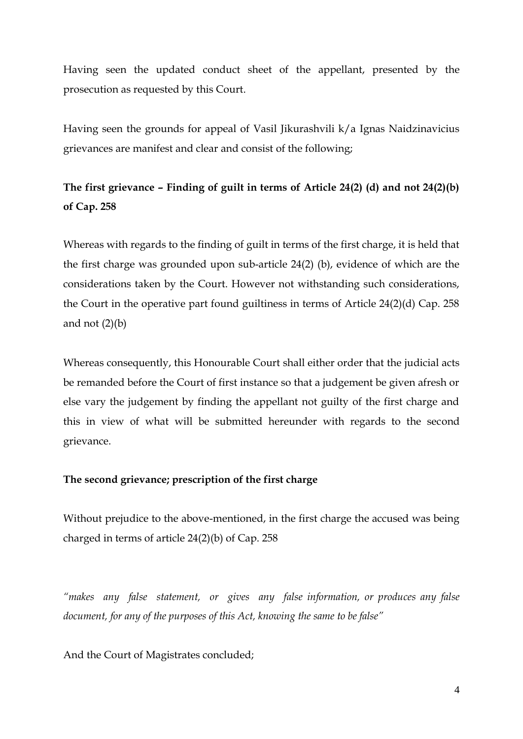Having seen the updated conduct sheet of the appellant, presented by the prosecution as requested by this Court.

Having seen the grounds for appeal of Vasil Jikurashvili k/a Ignas Naidzinavicius grievances are manifest and clear and consist of the following;

**The first grievance – Finding of guilt in terms of Article 24(2) (d) and not 24(2)(b) of Cap. 258**

Whereas with regards to the finding of guilt in terms of the first charge, it is held that the first charge was grounded upon sub-article 24(2) (b), evidence of which are the considerations taken by the Court. However not withstanding such considerations, the Court in the operative part found guiltiness in terms of Article 24(2)(d) Cap. 258 and not (2)(b)

Whereas consequently, this Honourable Court shall either order that the judicial acts be remanded before the Court of first instance so that a judgement be given afresh or else vary the judgement by finding the appellant not guilty of the first charge and this in view of what will be submitted hereunder with regards to the second grievance.

**The second grievance; prescription of the first charge**

Without prejudice to the above-mentioned, in the first charge the accused was being charged in terms of article 24(2)(b) of Cap. 258

*"makes any false statement, or gives any false information, or produces any false document, for any of the purposes of this Act, knowing the same to be false"*

And the Court of Magistrates concluded;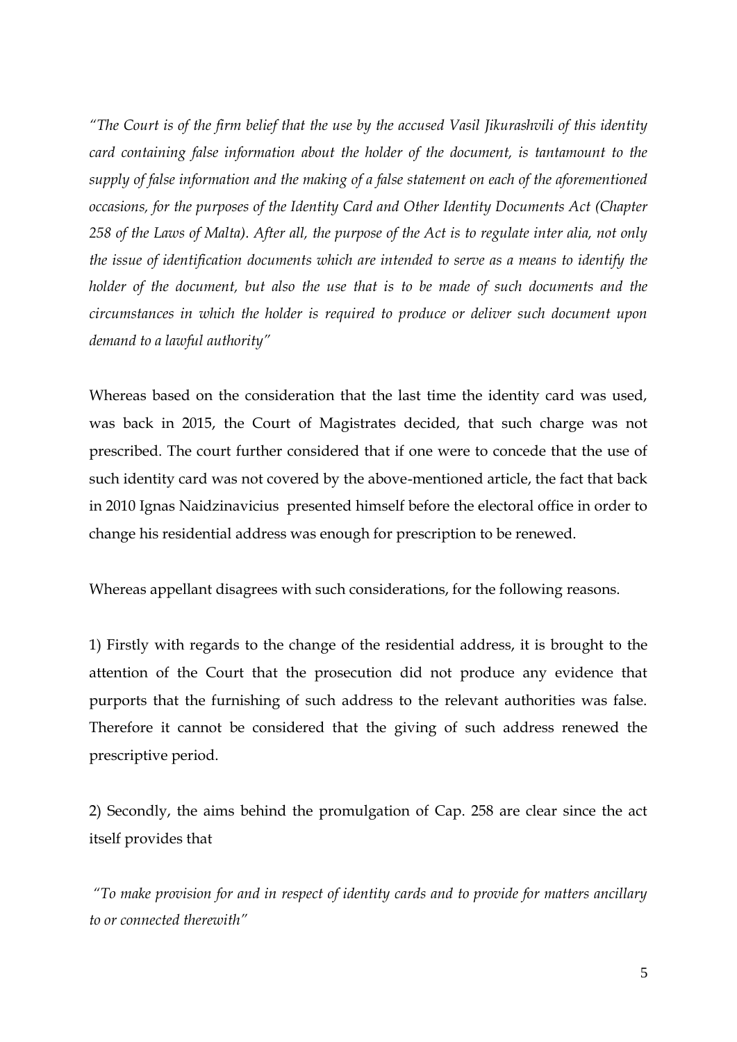*"The Court is of the firm belief that the use by the accused Vasil Jikurashvili of this identity card containing false information about the holder of the document, is tantamount to the supply of false information and the making of a false statement on each of the aforementioned occasions, for the purposes of the Identity Card and Other Identity Documents Act (Chapter 258 of the Laws of Malta). After all, the purpose of the Act is to regulate inter alia, not only the issue of identification documents which are intended to serve as a means to identify the holder of the document, but also the use that is to be made of such documents and the circumstances in which the holder is required to produce or deliver such document upon demand to a lawful authority"*

Whereas based on the consideration that the last time the identity card was used, was back in 2015, the Court of Magistrates decided, that such charge was not prescribed. The court further considered that if one were to concede that the use of such identity card was not covered by the above-mentioned article, the fact that back in 2010 Ignas Naidzinavicius presented himself before the electoral office in order to change his residential address was enough for prescription to be renewed.

Whereas appellant disagrees with such considerations, for the following reasons.

1) Firstly with regards to the change of the residential address, it is brought to the attention of the Court that the prosecution did not produce any evidence that purports that the furnishing of such address to the relevant authorities was false. Therefore it cannot be considered that the giving of such address renewed the prescriptive period.

2) Secondly, the aims behind the promulgation of Cap. 258 are clear since the act itself provides that

*"To make provision for and in respect of identity cards and to provide for matters ancillary to or connected therewith"*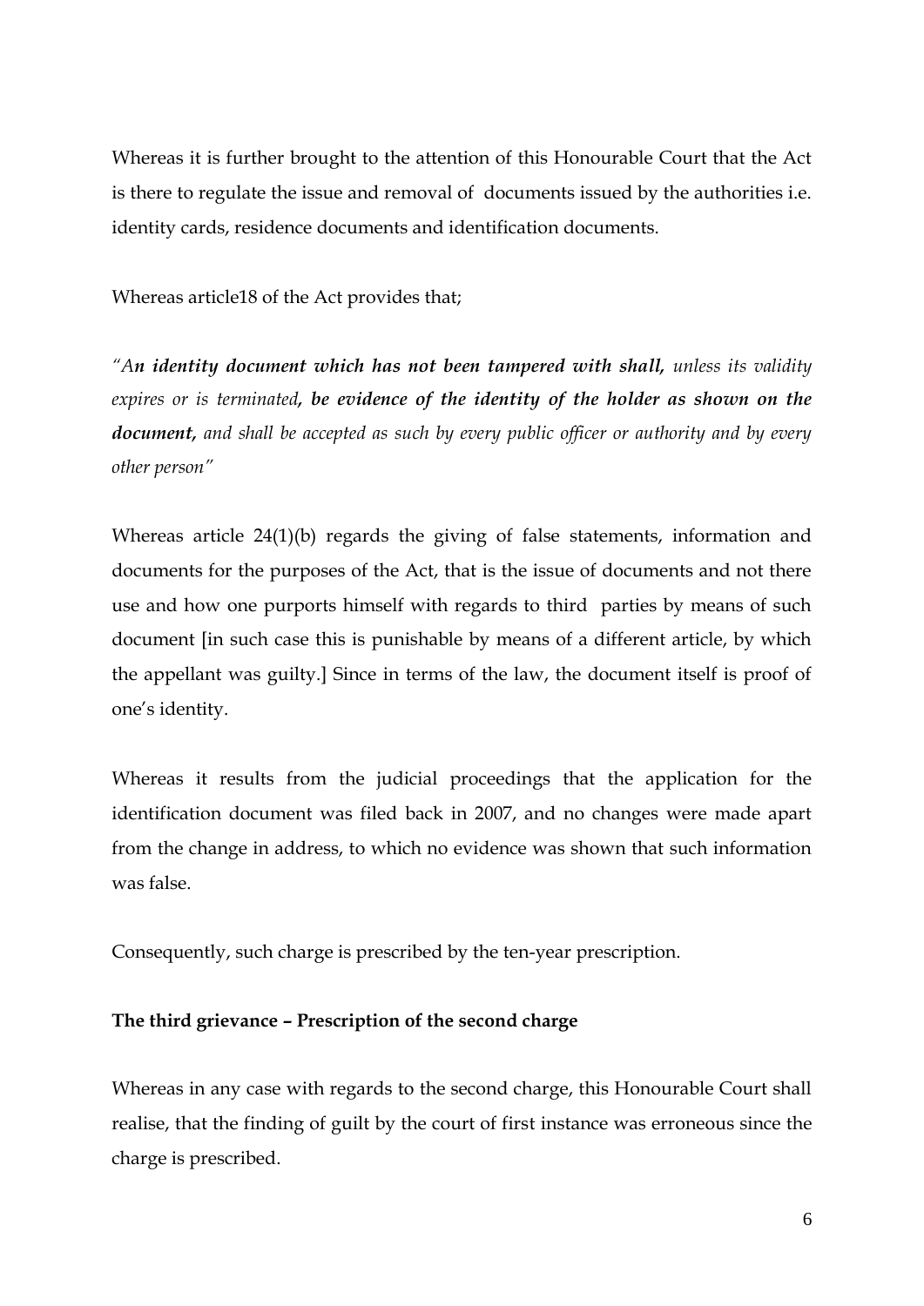Whereas it is further brought to the attention of this Honourable Court that the Act is there to regulate the issue and removal of documents issued by the authorities i.e. identity cards, residence documents and identification documents.

Whereas article18 of the Act provides that;

*"A**n identity document which has not been tampered with shall,** unless its validity expires or is terminated**, be evidence of the identity of the holder as shown on the document,** and shall be accepted as such by every public officer or authority and by every other person"*

Whereas article 24(1)(b) regards the giving of false statements, information and documents for the purposes of the Act, that is the issue of documents and not there use and how one purports himself with regards to third parties by means of such document [in such case this is punishable by means of a different article, by which the appellant was guilty.] Since in terms of the law, the document itself is proof of one's identity.

Whereas it results from the judicial proceedings that the application for the identification document was filed back in 2007, and no changes were made apart from the change in address, to which no evidence was shown that such information was false.

Consequently, such charge is prescribed by the ten-year prescription.

**The third grievance – Prescription of the second charge**

Whereas in any case with regards to the second charge, this Honourable Court shall realise, that the finding of guilt by the court of first instance was erroneous since the charge is prescribed.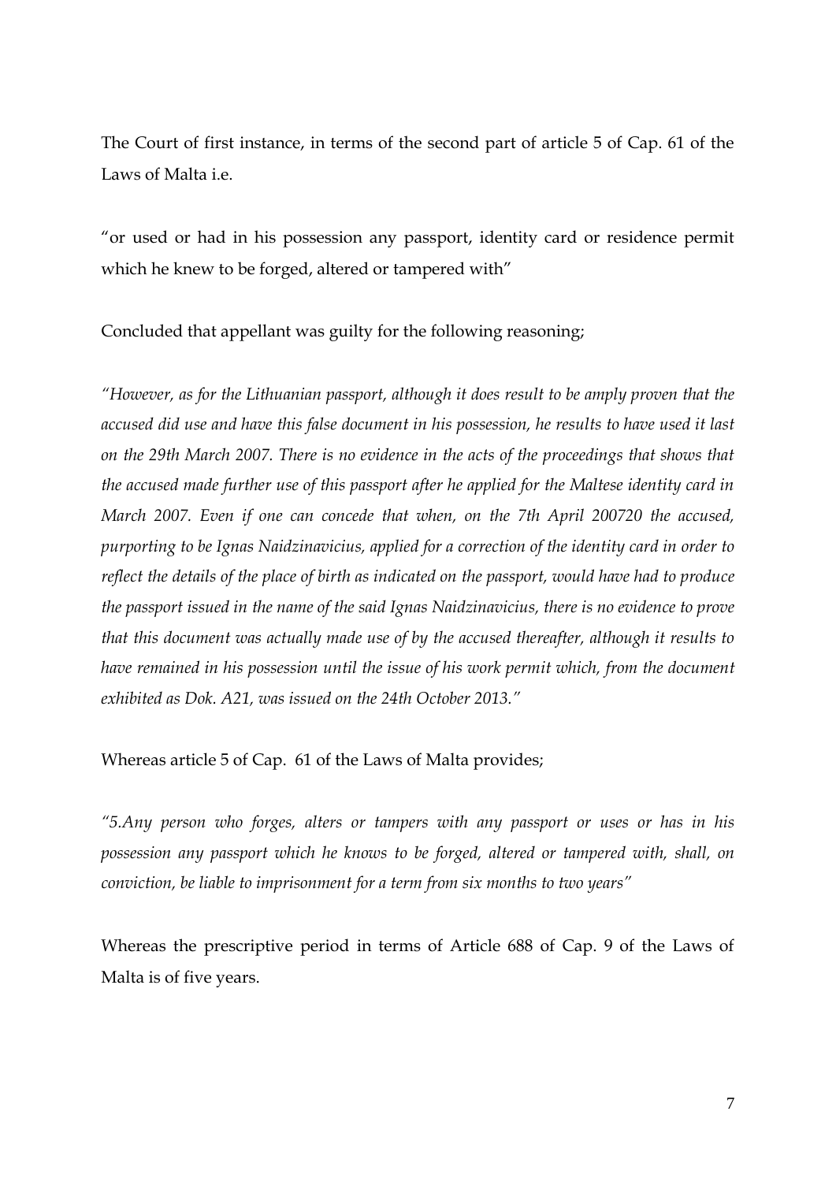The Court of first instance, in terms of the second part of article 5 of Cap. 61 of the Laws of Malta i.e.

"or used or had in his possession any passport, identity card or residence permit which he knew to be forged, altered or tampered with"

Concluded that appellant was guilty for the following reasoning;

*"However, as for the Lithuanian passport, although it does result to be amply proven that the accused did use and have this false document in his possession, he results to have used it last on the 29th March 2007. There is no evidence in the acts of the proceedings that shows that the accused made further use of this passport after he applied for the Maltese identity card in March 2007. Even if one can concede that when, on the 7th April 200720 the accused, purporting to be Ignas Naidzinavicius, applied for a correction of the identity card in order to reflect the details of the place of birth as indicated on the passport, would have had to produce the passport issued in the name of the said Ignas Naidzinavicius, there is no evidence to prove that this document was actually made use of by the accused thereafter, although it results to have remained in his possession until the issue of his work permit which, from the document exhibited as Dok. A21, was issued on the 24th October 2013."*

Whereas article 5 of Cap. 61 of the Laws of Malta provides;

*"5.Any person who forges, alters or tampers with any passport or uses or has in his possession any passport which he knows to be forged, altered or tampered with, shall, on conviction, be liable to imprisonment for a term from six months to two years"*

Whereas the prescriptive period in terms of Article 688 of Cap. 9 of the Laws of Malta is of five years.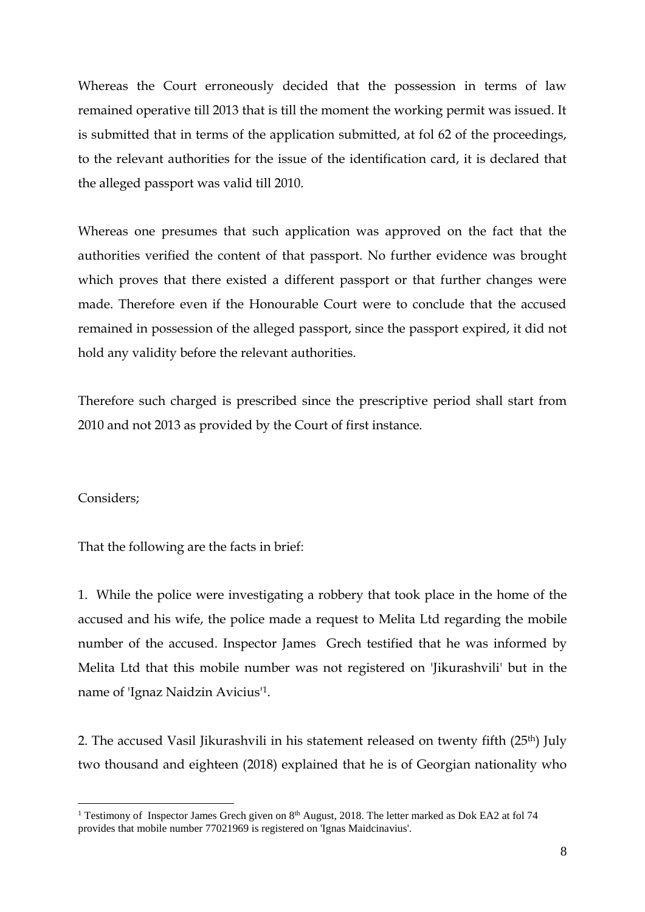Whereas the Court erroneously decided that the possession in terms of law remained operative till 2013 that is till the moment the working permit was issued. It is submitted that in terms of the application submitted, at fol 62 of the proceedings, to the relevant authorities for the issue of the identification card, it is declared that the alleged passport was valid till 2010.

Whereas one presumes that such application was approved on the fact that the authorities verified the content of that passport. No further evidence was brought which proves that there existed a different passport or that further changes were made. Therefore even if the Honourable Court were to conclude that the accused remained in possession of the alleged passport, since the passport expired, it did not hold any validity before the relevant authorities.

Therefore such charged is prescribed since the prescriptive period shall start from 2010 and not 2013 as provided by the Court of first instance.

Considers;

That the following are the facts in brief:

1. While the police were investigating a robbery that took place in the home of the accused and his wife, the police made a request to Melita Ltd regarding the mobile number of the accused. Inspector James Grech testified that he was informed by Melita Ltd that this mobile number was not registered on 'Jikurashvili' but in the name of 'Ignaz Naidzin Avicius'[1].

2. The accused Vasil Jikurashvili in his statement released on twenty fifth (25th) July two thousand and eighteen (2018) explained that he is of Georgian nationality who

---

[1] Testimony of Inspector James Grech given on 8th August, 2018. The letter marked as Dok EA2 at fol 74 provides that mobile number 77021969 is registered on 'Ignas Maidcinavius'.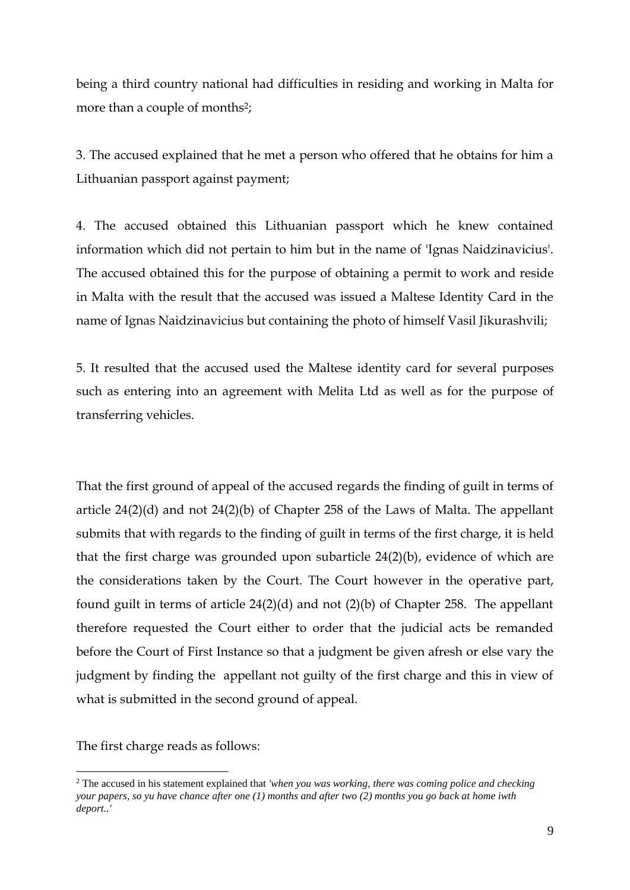being a third country national had difficulties in residing and working in Malta for more than a couple of months[2];

3. The accused explained that he met a person who offered that he obtains for him a Lithuanian passport against payment;

4. The accused obtained this Lithuanian passport which he knew contained information which did not pertain to him but in the name of 'Ignas Naidzinavicius'. The accused obtained this for the purpose of obtaining a permit to work and reside in Malta with the result that the accused was issued a Maltese Identity Card in the name of Ignas Naidzinavicius but containing the photo of himself Vasil Jikurashvili;

5. It resulted that the accused used the Maltese identity card for several purposes such as entering into an agreement with Melita Ltd as well as for the purpose of transferring vehicles.

That the first ground of appeal of the accused regards the finding of guilt in terms of article 24(2)(d) and not 24(2)(b) of Chapter 258 of the Laws of Malta. The appellant submits that with regards to the finding of guilt in terms of the first charge, it is held that the first charge was grounded upon subarticle 24(2)(b), evidence of which are the considerations taken by the Court. The Court however in the operative part, found guilt in terms of article 24(2)(d) and not (2)(b) of Chapter 258. The appellant therefore requested the Court either to order that the judicial acts be remanded before the Court of First Instance so that a judgment be given afresh or else vary the judgment by finding the appellant not guilty of the first charge and this in view of what is submitted in the second ground of appeal.

The first charge reads as follows:

[2] The accused in his statement explained that *'when you was working, there was coming police and checking your papers, so yu have chance after one (1) months and after two (2) months you go back at home iwth deport..'*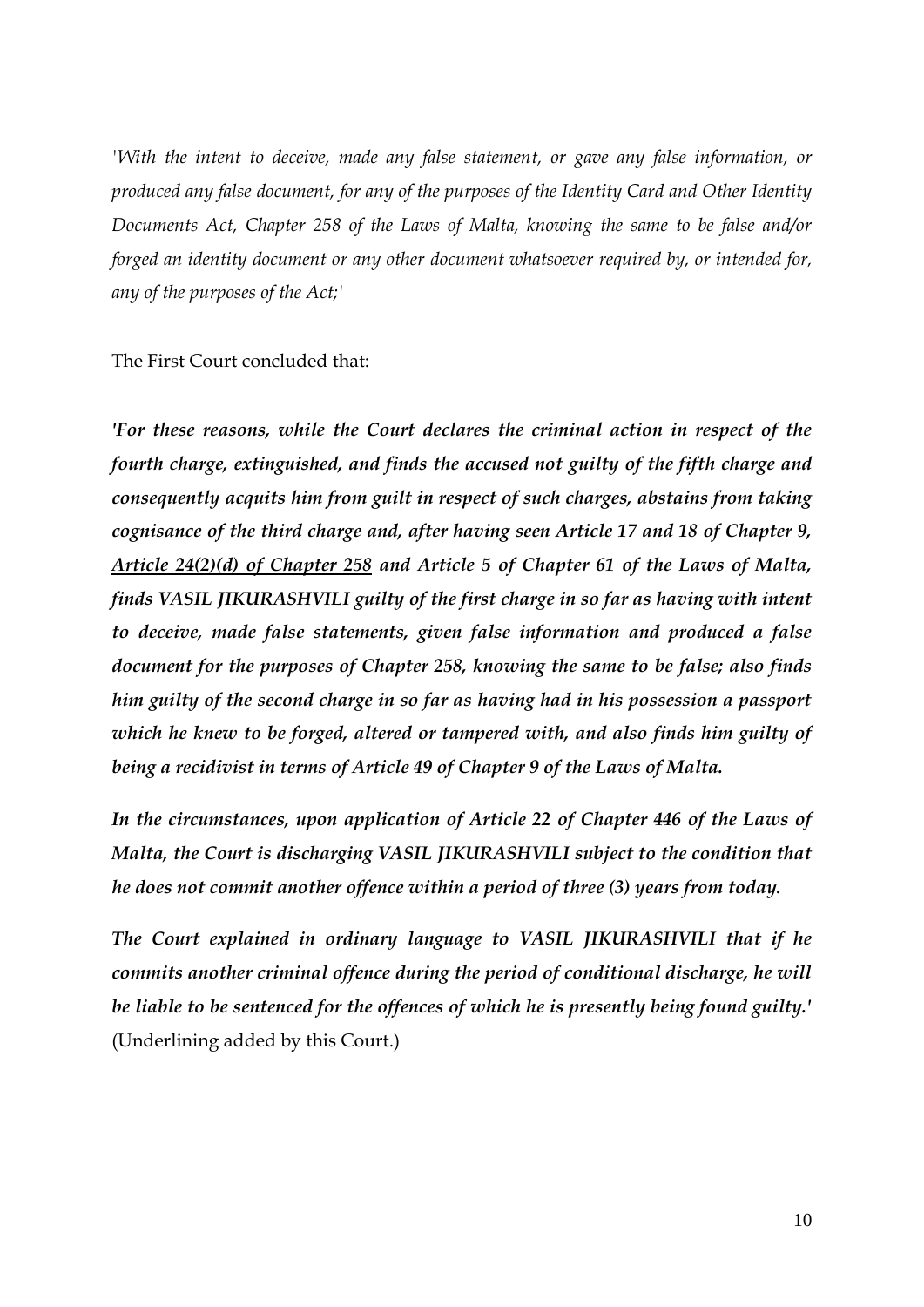*'With the intent to deceive, made any false statement, or gave any false information, or produced any false document, for any of the purposes of the Identity Card and Other Identity Documents Act, Chapter 258 of the Laws of Malta, knowing the same to be false and/or forged an identity document or any other document whatsoever required by, or intended for, any of the purposes of the Act;'*

The First Court concluded that:

***'For these reasons, while the Court declares the criminal action in respect of the fourth charge, extinguished, and finds the accused not guilty of the fifth charge and consequently acquits him from guilt in respect of such charges, abstains from taking cognisance of the third charge and, after having seen Article 17 and 18 of Chapter 9, <u>Article 24(2)(d) of Chapter 258</u> and Article 5 of Chapter 61 of the Laws of Malta, finds VASIL JIKURASHVILI guilty of the first charge in so far as having with intent to deceive, made false statements, given false information and produced a false document for the purposes of Chapter 258, knowing the same to be false; also finds him guilty of the second charge in so far as having had in his possession a passport which he knew to be forged, altered or tampered with, and also finds him guilty of being a recidivist in terms of Article 49 of Chapter 9 of the Laws of Malta.***

***In the circumstances, upon application of Article 22 of Chapter 446 of the Laws of Malta, the Court is discharging VASIL JIKURASHVILI subject to the condition that he does not commit another offence within a period of three (3) years from today.***

***The Court explained in ordinary language to VASIL JIKURASHVILI that if he commits another criminal offence during the period of conditional discharge, he will be liable to be sentenced for the offences of which he is presently being found guilty.'*** (Underlining added by this Court.)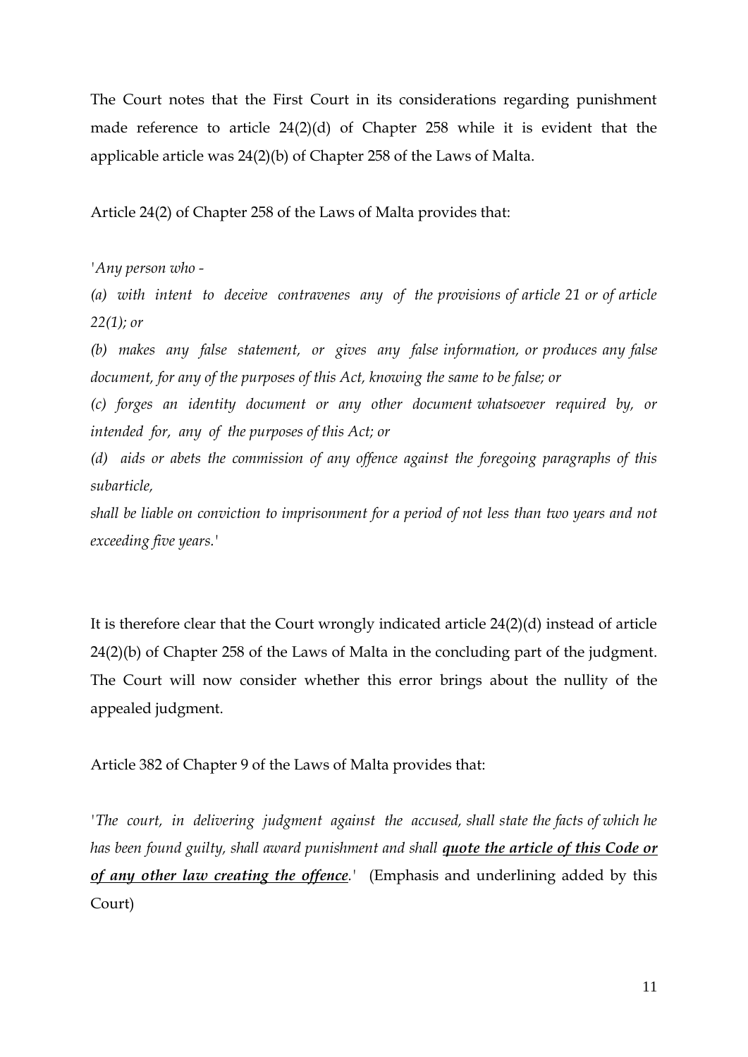The Court notes that the First Court in its considerations regarding punishment made reference to article 24(2)(d) of Chapter 258 while it is evident that the applicable article was 24(2)(b) of Chapter 258 of the Laws of Malta.

Article 24(2) of Chapter 258 of the Laws of Malta provides that:

*'Any person who -*

*(a) with intent to deceive contravenes any of the provisions of article 21 or of article 22(1); or*

*(b) makes any false statement, or gives any false information, or produces any false document, for any of the purposes of this Act, knowing the same to be false; or*

*(c) forges an identity document or any other document whatsoever required by, or intended for, any of the purposes of this Act; or*

*(d) aids or abets the commission of any offence against the foregoing paragraphs of this subarticle,*

*shall be liable on conviction to imprisonment for a period of not less than two years and not exceeding five years.'*

It is therefore clear that the Court wrongly indicated article 24(2)(d) instead of article 24(2)(b) of Chapter 258 of the Laws of Malta in the concluding part of the judgment. The Court will now consider whether this error brings about the nullity of the appealed judgment.

Article 382 of Chapter 9 of the Laws of Malta provides that:

*'The court, in delivering judgment against the accused, shall state the facts of which he has been found guilty, shall award punishment and shall* ***<u>quote the article of this Code or of any other law creating the offence</u>****.'* (Emphasis and underlining added by this Court)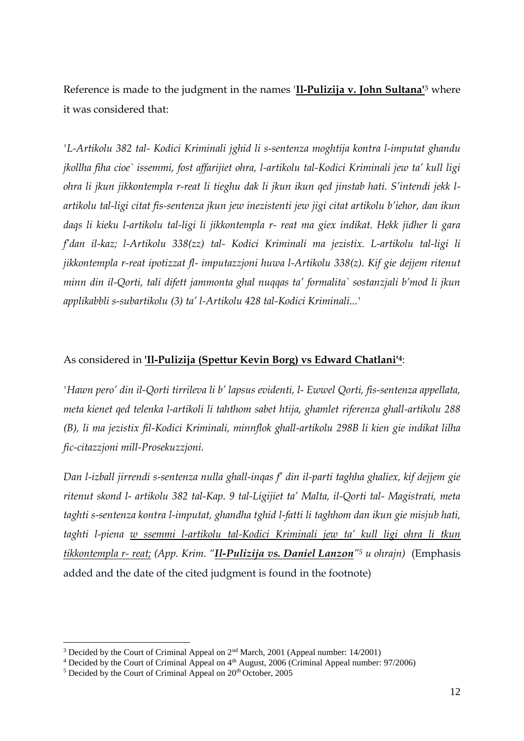Reference is made to the judgment in the names '**Il-Pulizija v. John Sultana'**[3] where it was considered that:

*'L-Artikolu 382 tal- Kodici Kriminali jghid li s-sentenza moghtija kontra l-imputat ghandu jkollha fiha cioe` issemmi, fost affarijiet ohra, l-artikolu tal-Kodici Kriminali jew ta' kull ligi ohra li jkun jikkontempla r-reat li tieghu dak li jkun ikun qed jinstab hati. S'intendi jekk l-artikolu tal-ligi citat fis-sentenza jkun jew inezistenti jew jigi citat artikolu b'iehor, dan ikun daqs li kieku l-artikolu tal-ligi li jikkontempla r- reat ma giex indikat. Hekk jidher li gara f'dan il-kaz; l-Artikolu 338(zz) tal- Kodici Kriminali ma jezistix. L-artikolu tal-ligi li jikkontempla r-reat ipotizzat fl- imputazzjoni huwa l-Artikolu 338(z). Kif gie dejjem ritenut minn din il-Qorti, tali difett jammonta ghal nuqqas ta' formalita` sostanzjali b'mod li jkun applikabbli s-subartikolu (3) ta' l-Artikolu 428 tal-Kodici Kriminali...'*

As considered in **'Il-Pulizija (Spettur Kevin Borg) vs Edward Chatlani'**[4]:

*'Hawn pero' din il-Qorti tirrileva li b' lapsus evidenti, l- Ewwel Qorti, fis-sentenza appellata, meta kienet qed telenka l-artikoli li tahthom sabet htija, ghamlet riferenza ghall-artikolu 288 (B), li ma jezistix fil-Kodici Kriminali, minnflok ghall-artikolu 298B li kien gie indikat lilha fic-citazzjoni mill-Prosekuzzjoni.*

*Dan l-izball jirrendi s-sentenza nulla ghall-inqas f' din il-parti taghha ghaliex, kif dejjem gie ritenut skond l- artikolu 382 tal-Kap. 9 tal-Ligijiet ta' Malta, il-Qorti tal- Magistrati, meta taghti s-sentenza kontra l-imputat, ghandha tghid l-fatti li taghhom dan ikun gie misjub hati, taghti l-piena <u>w ssemmi l-artikolu tal-Kodici Kriminali jew ta' kull ligi ohra li tkun tikkontempla r- reat;</u> (App. Krim. "**<u>Il-Pulizija vs. Daniel Lanzon</u>**"[5] u ohrajn)* (Emphasis added and the date of the cited judgment is found in the footnote)

---

[3] Decided by the Court of Criminal Appeal on 2nd March, 2001 (Appeal number: 14/2001)

[4] Decided by the Court of Criminal Appeal on 4th August, 2006 (Criminal Appeal number: 97/2006)

[5] Decided by the Court of Criminal Appeal on 20th October, 2005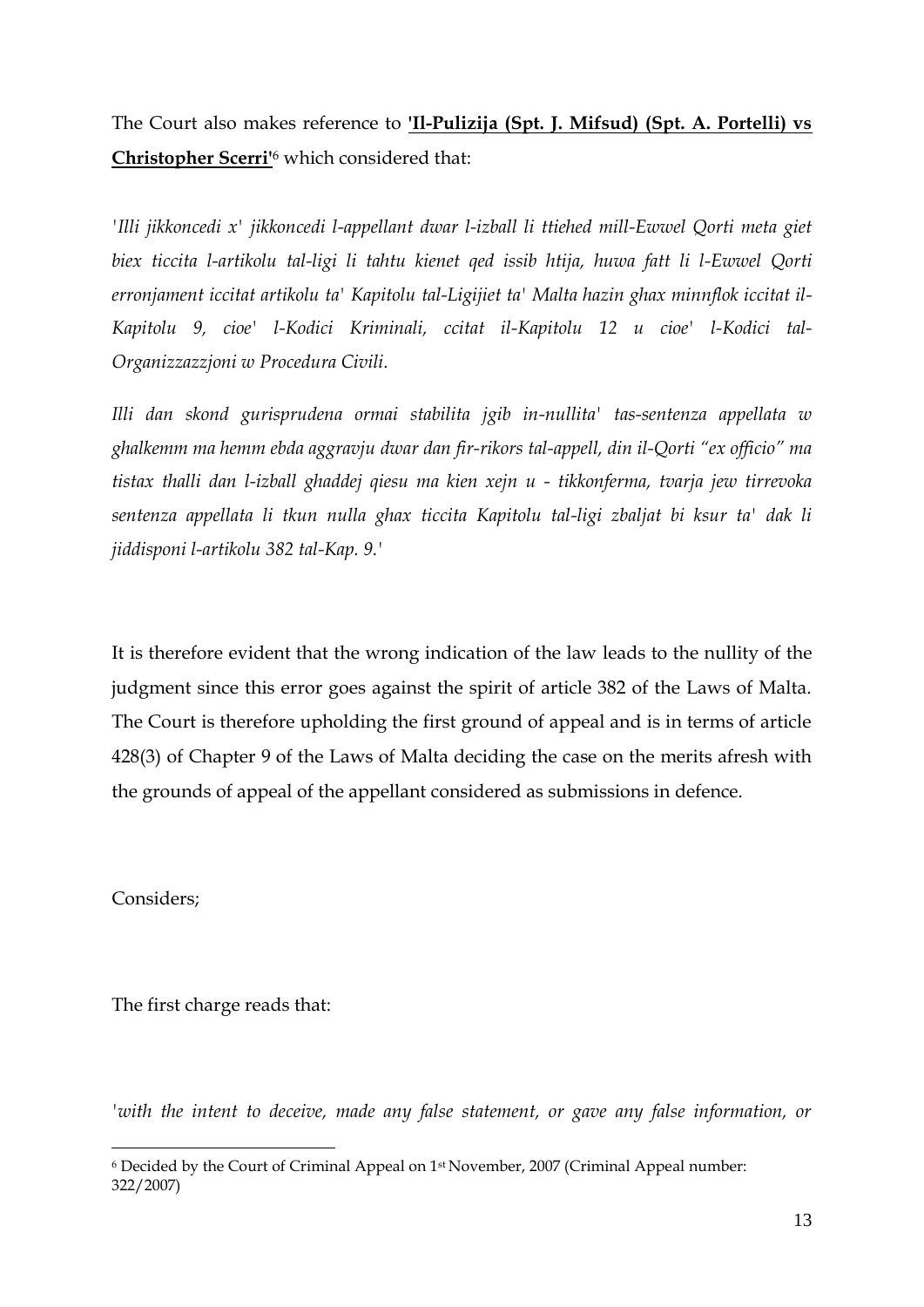The Court also makes reference to **'Il-Pulizija (Spt. J. Mifsud) (Spt. A. Portelli) vs Christopher Scerri'**[6] which considered that:

*'Illi jikkoncedi x' jikkoncedi l-appellant dwar l-izball li ttiehed mill-Ewwel Qorti meta giet biex ticcita l-artikolu tal-ligi li tahtu kienet qed issib htija, huwa fatt li l-Ewwel Qorti erronjament iccitat artikolu ta' Kapitolu tal-Ligijiet ta' Malta hazin ghax minnflok iccitat il-Kapitolu 9, cioe' l-Kodici Kriminali, ccitat il-Kapitolu 12 u cioe' l-Kodici tal-Organizzazzjoni w Procedura Civili.*

*Illi dan skond gurisprudena ormai stabilita jgib in-nullita' tas-sentenza appellata w ghalkemm ma hemm ebda aggravju dwar dan fir-rikors tal-appell, din il-Qorti "ex officio" ma tistax thalli dan l-izball ghaddej qiesu ma kien xejn u - tikkonferma, tvarja jew tirrevoka sentenza appellata li tkun nulla ghax ticcita Kapitolu tal-ligi zbaljat bi ksur ta' dak li jiddisponi l-artikolu 382 tal-Kap. 9.'*

It is therefore evident that the wrong indication of the law leads to the nullity of the judgment since this error goes against the spirit of article 382 of the Laws of Malta. The Court is therefore upholding the first ground of appeal and is in terms of article 428(3) of Chapter 9 of the Laws of Malta deciding the case on the merits afresh with the grounds of appeal of the appellant considered as submissions in defence.

Considers;

The first charge reads that:

*'with the intent to deceive, made any false statement, or gave any false information, or*

---

[6] Decided by the Court of Criminal Appeal on 1st November, 2007 (Criminal Appeal number: 322/2007)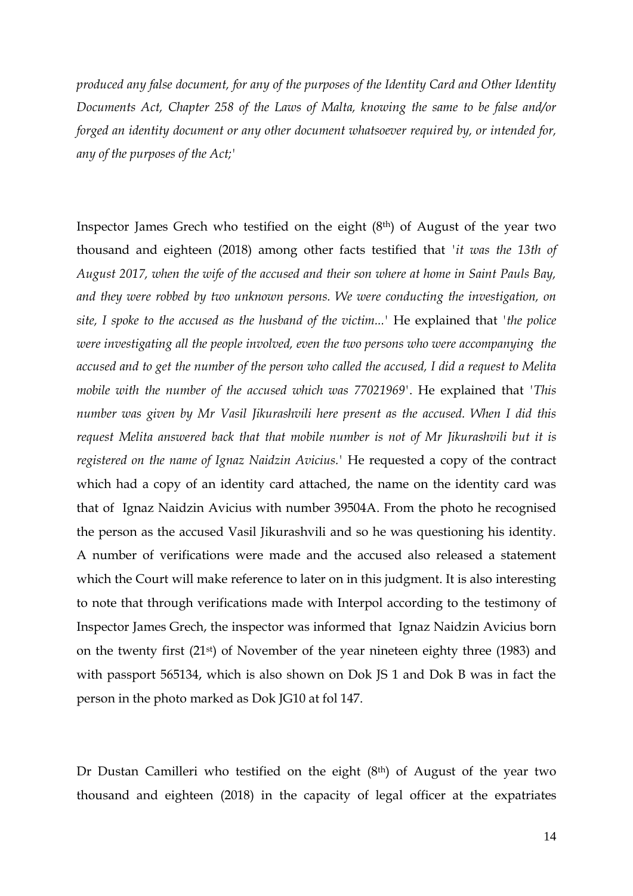*produced any false document, for any of the purposes of the Identity Card and Other Identity Documents Act, Chapter 258 of the Laws of Malta, knowing the same to be false and/or forged an identity document or any other document whatsoever required by, or intended for, any of the purposes of the Act;'*

Inspector James Grech who testified on the eight (8th) of August of the year two thousand and eighteen (2018) among other facts testified that '*it was the 13th of August 2017, when the wife of the accused and their son where at home in Saint Pauls Bay, and they were robbed by two unknown persons. We were conducting the investigation, on site, I spoke to the accused as the husband of the victim...*' He explained that '*the police were investigating all the people involved, even the two persons who were accompanying the accused and to get the number of the person who called the accused, I did a request to Melita mobile with the number of the accused which was 77021969*'. He explained that '*This number was given by Mr Vasil Jikurashvili here present as the accused. When I did this request Melita answered back that that mobile number is not of Mr Jikurashvili but it is registered on the name of Ignaz Naidzin Avicius.*' He requested a copy of the contract which had a copy of an identity card attached, the name on the identity card was that of Ignaz Naidzin Avicius with number 39504A. From the photo he recognised the person as the accused Vasil Jikurashvili and so he was questioning his identity. A number of verifications were made and the accused also released a statement which the Court will make reference to later on in this judgment. It is also interesting to note that through verifications made with Interpol according to the testimony of Inspector James Grech, the inspector was informed that Ignaz Naidzin Avicius born on the twenty first (21st) of November of the year nineteen eighty three (1983) and with passport 565134, which is also shown on Dok JS 1 and Dok B was in fact the person in the photo marked as Dok JG10 at fol 147.

Dr Dustan Camilleri who testified on the eight (8th) of August of the year two thousand and eighteen (2018) in the capacity of legal officer at the expatriates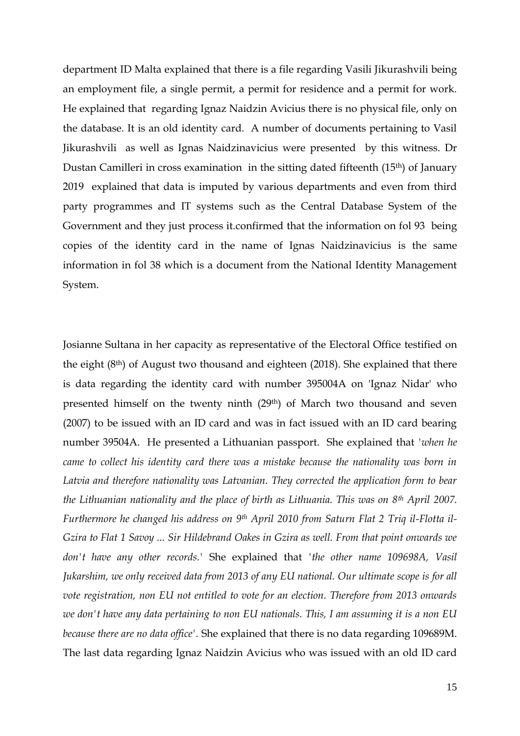department ID Malta explained that there is a file regarding Vasili Jikurashvili being an employment file, a single permit, a permit for residence and a permit for work. He explained that regarding Ignaz Naidzin Avicius there is no physical file, only on the database. It is an old identity card. A number of documents pertaining to Vasil Jikurashvili as well as Ignas Naidzinavicius were presented by this witness. Dr Dustan Camilleri in cross examination in the sitting dated fifteenth (15th) of January 2019 explained that data is imputed by various departments and even from third party programmes and IT systems such as the Central Database System of the Government and they just process it.confirmed that the information on fol 93 being copies of the identity card in the name of Ignas Naidzinavicius is the same information in fol 38 which is a document from the National Identity Management System.

Josianne Sultana in her capacity as representative of the Electoral Office testified on the eight (8th) of August two thousand and eighteen (2018). She explained that there is data regarding the identity card with number 395004A on 'Ignaz Nidar' who presented himself on the twenty ninth (29th) of March two thousand and seven (2007) to be issued with an ID card and was in fact issued with an ID card bearing number 39504A. He presented a Lithuanian passport. She explained that *'when he came to collect his identity card there was a mistake because the nationality was born in Latvia and therefore nationality was Latvanian. They corrected the application form to bear the Lithuanian nationality and the place of birth as Lithuania. This was on 8th April 2007. Furthermore he changed his address on 9th April 2010 from Saturn Flat 2 Triq il-Flotta il-Gzira to Flat 1 Savoy ... Sir Hildebrand Oakes in Gzira as well. From that point onwards we don't have any other records.'* She explained that *'the other name 109698A, Vasil Jukarshim, we only received data from 2013 of any EU national. Our ultimate scope is for all vote registration, non EU not entitled to vote for an election. Therefore from 2013 onwards we don't have any data pertaining to non EU nationals. This, I am assuming it is a non EU because there are no data office'*. She explained that there is no data regarding 109689M. The last data regarding Ignaz Naidzin Avicius who was issued with an old ID card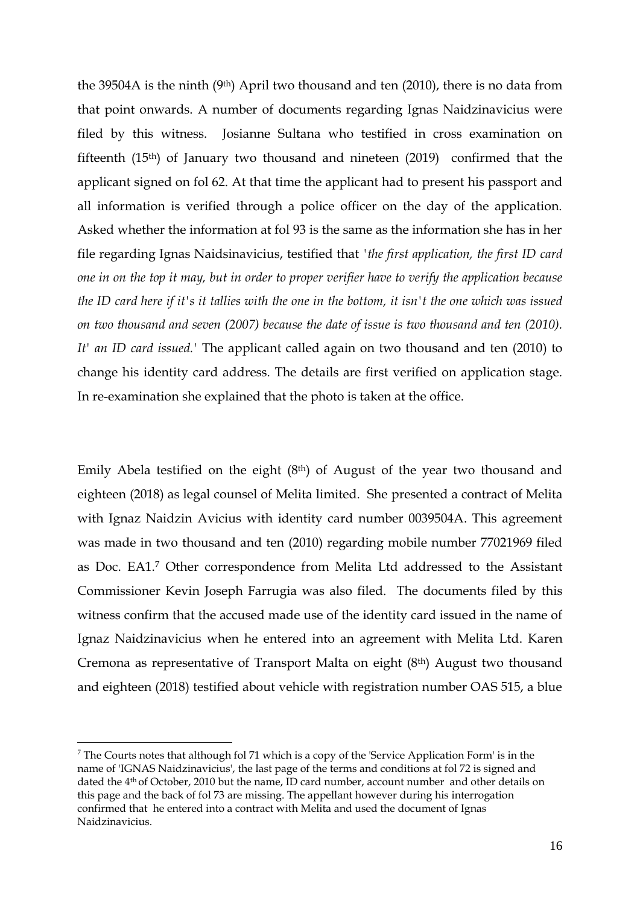the 39504A is the ninth (9th) April two thousand and ten (2010), there is no data from that point onwards. A number of documents regarding Ignas Naidzinavicius were filed by this witness. Josianne Sultana who testified in cross examination on fifteenth (15th) of January two thousand and nineteen (2019) confirmed that the applicant signed on fol 62. At that time the applicant had to present his passport and all information is verified through a police officer on the day of the application. Asked whether the information at fol 93 is the same as the information she has in her file regarding Ignas Naidsinavicius, testified that '*the first application, the first ID card one in on the top it may, but in order to proper verifier have to verify the application because the ID card here if it's it tallies with the one in the bottom, it isn't the one which was issued on two thousand and seven (2007) because the date of issue is two thousand and ten (2010). It' an ID card issued.*' The applicant called again on two thousand and ten (2010) to change his identity card address. The details are first verified on application stage. In re-examination she explained that the photo is taken at the office.

Emily Abela testified on the eight (8th) of August of the year two thousand and eighteen (2018) as legal counsel of Melita limited. She presented a contract of Melita with Ignaz Naidzin Avicius with identity card number 0039504A. This agreement was made in two thousand and ten (2010) regarding mobile number 77021969 filed as Doc. EA1.[7] Other correspondence from Melita Ltd addressed to the Assistant Commissioner Kevin Joseph Farrugia was also filed. The documents filed by this witness confirm that the accused made use of the identity card issued in the name of Ignaz Naidzinavicius when he entered into an agreement with Melita Ltd. Karen Cremona as representative of Transport Malta on eight (8th) August two thousand and eighteen (2018) testified about vehicle with registration number OAS 515, a blue

---

[7] The Courts notes that although fol 71 which is a copy of the 'Service Application Form' is in the name of 'IGNAS Naidzinavicius', the last page of the terms and conditions at fol 72 is signed and dated the 4th of October, 2010 but the name, ID card number, account number and other details on this page and the back of fol 73 are missing. The appellant however during his interrogation confirmed that he entered into a contract with Melita and used the document of Ignas Naidzinavicius.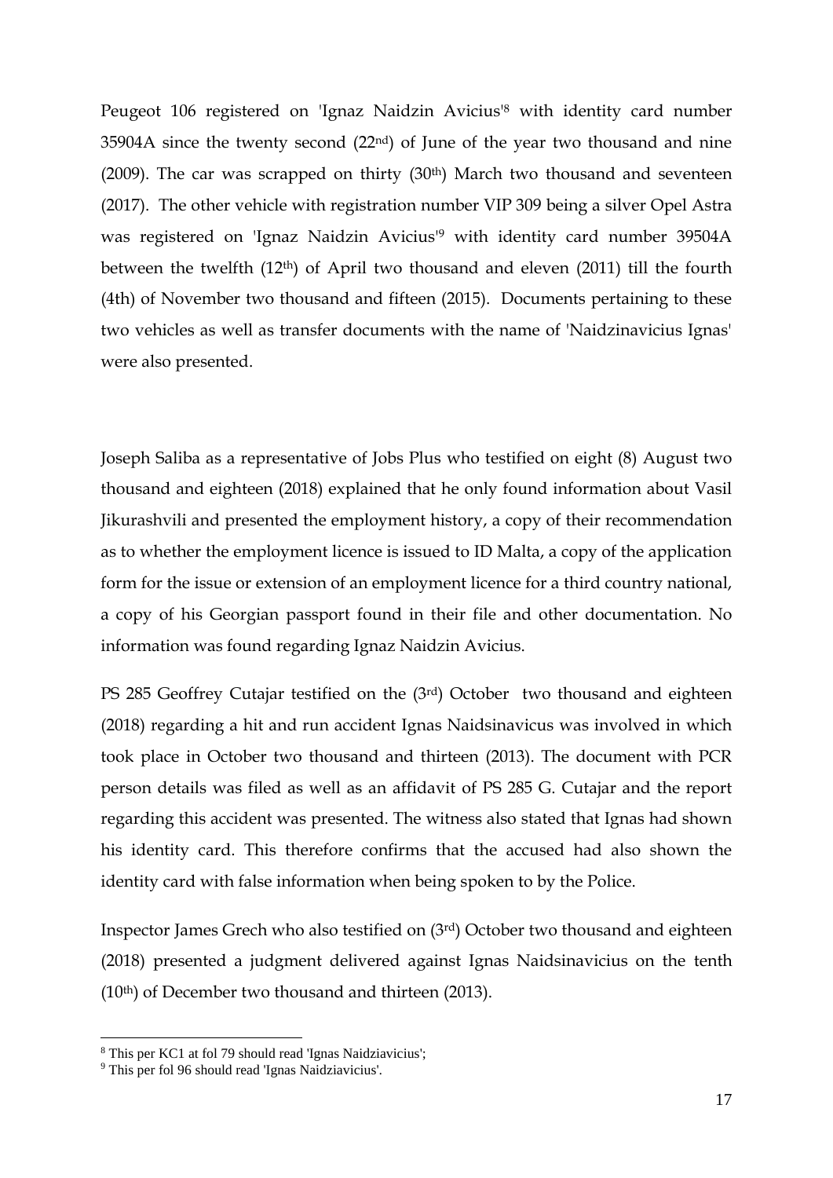Peugeot 106 registered on 'Ignaz Naidzin Avicius'[8] with identity card number 35904A since the twenty second (22nd) of June of the year two thousand and nine (2009). The car was scrapped on thirty (30th) March two thousand and seventeen (2017). The other vehicle with registration number VIP 309 being a silver Opel Astra was registered on 'Ignaz Naidzin Avicius'[9] with identity card number 39504A between the twelfth (12th) of April two thousand and eleven (2011) till the fourth (4th) of November two thousand and fifteen (2015). Documents pertaining to these two vehicles as well as transfer documents with the name of 'Naidzinavicius Ignas' were also presented.

Joseph Saliba as a representative of Jobs Plus who testified on eight (8) August two thousand and eighteen (2018) explained that he only found information about Vasil Jikurashvili and presented the employment history, a copy of their recommendation as to whether the employment licence is issued to ID Malta, a copy of the application form for the issue or extension of an employment licence for a third country national, a copy of his Georgian passport found in their file and other documentation. No information was found regarding Ignaz Naidzin Avicius.

PS 285 Geoffrey Cutajar testified on the (3rd) October two thousand and eighteen (2018) regarding a hit and run accident Ignas Naidsinavicus was involved in which took place in October two thousand and thirteen (2013). The document with PCR person details was filed as well as an affidavit of PS 285 G. Cutajar and the report regarding this accident was presented. The witness also stated that Ignas had shown his identity card. This therefore confirms that the accused had also shown the identity card with false information when being spoken to by the Police.

Inspector James Grech who also testified on (3rd) October two thousand and eighteen (2018) presented a judgment delivered against Ignas Naidsinavicius on the tenth (10th) of December two thousand and thirteen (2013).

---

[8] This per KC1 at fol 79 should read 'Ignas Naidziavicius';

[9] This per fol 96 should read 'Ignas Naidziavicius'.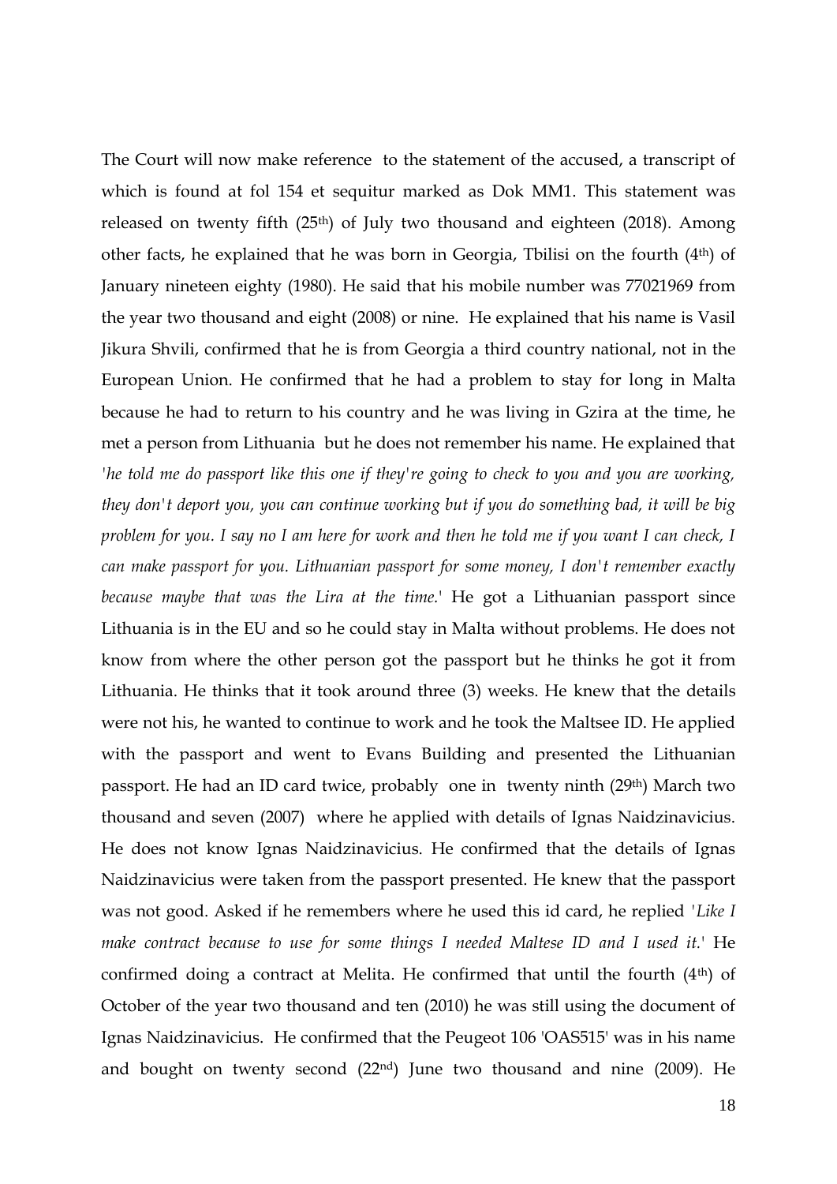The Court will now make reference to the statement of the accused, a transcript of which is found at fol 154 et sequitur marked as Dok MM1. This statement was released on twenty fifth (25th) of July two thousand and eighteen (2018). Among other facts, he explained that he was born in Georgia, Tbilisi on the fourth (4th) of January nineteen eighty (1980). He said that his mobile number was 77021969 from the year two thousand and eight (2008) or nine. He explained that his name is Vasil Jikura Shvili, confirmed that he is from Georgia a third country national, not in the European Union. He confirmed that he had a problem to stay for long in Malta because he had to return to his country and he was living in Gzira at the time, he met a person from Lithuania but he does not remember his name. He explained that *'he told me do passport like this one if they're going to check to you and you are working, they don't deport you, you can continue working but if you do something bad, it will be big problem for you. I say no I am here for work and then he told me if you want I can check, I can make passport for you. Lithuanian passport for some money, I don't remember exactly because maybe that was the Lira at the time.'* He got a Lithuanian passport since Lithuania is in the EU and so he could stay in Malta without problems. He does not know from where the other person got the passport but he thinks he got it from Lithuania. He thinks that it took around three (3) weeks. He knew that the details were not his, he wanted to continue to work and he took the Maltsee ID. He applied with the passport and went to Evans Building and presented the Lithuanian passport. He had an ID card twice, probably one in twenty ninth (29th) March two thousand and seven (2007) where he applied with details of Ignas Naidzinavicius. He does not know Ignas Naidzinavicius. He confirmed that the details of Ignas Naidzinavicius were taken from the passport presented. He knew that the passport was not good. Asked if he remembers where he used this id card, he replied *'Like I make contract because to use for some things I needed Maltese ID and I used it.'* He confirmed doing a contract at Melita. He confirmed that until the fourth (4th) of October of the year two thousand and ten (2010) he was still using the document of Ignas Naidzinavicius. He confirmed that the Peugeot 106 'OAS515' was in his name and bought on twenty second (22nd) June two thousand and nine (2009). He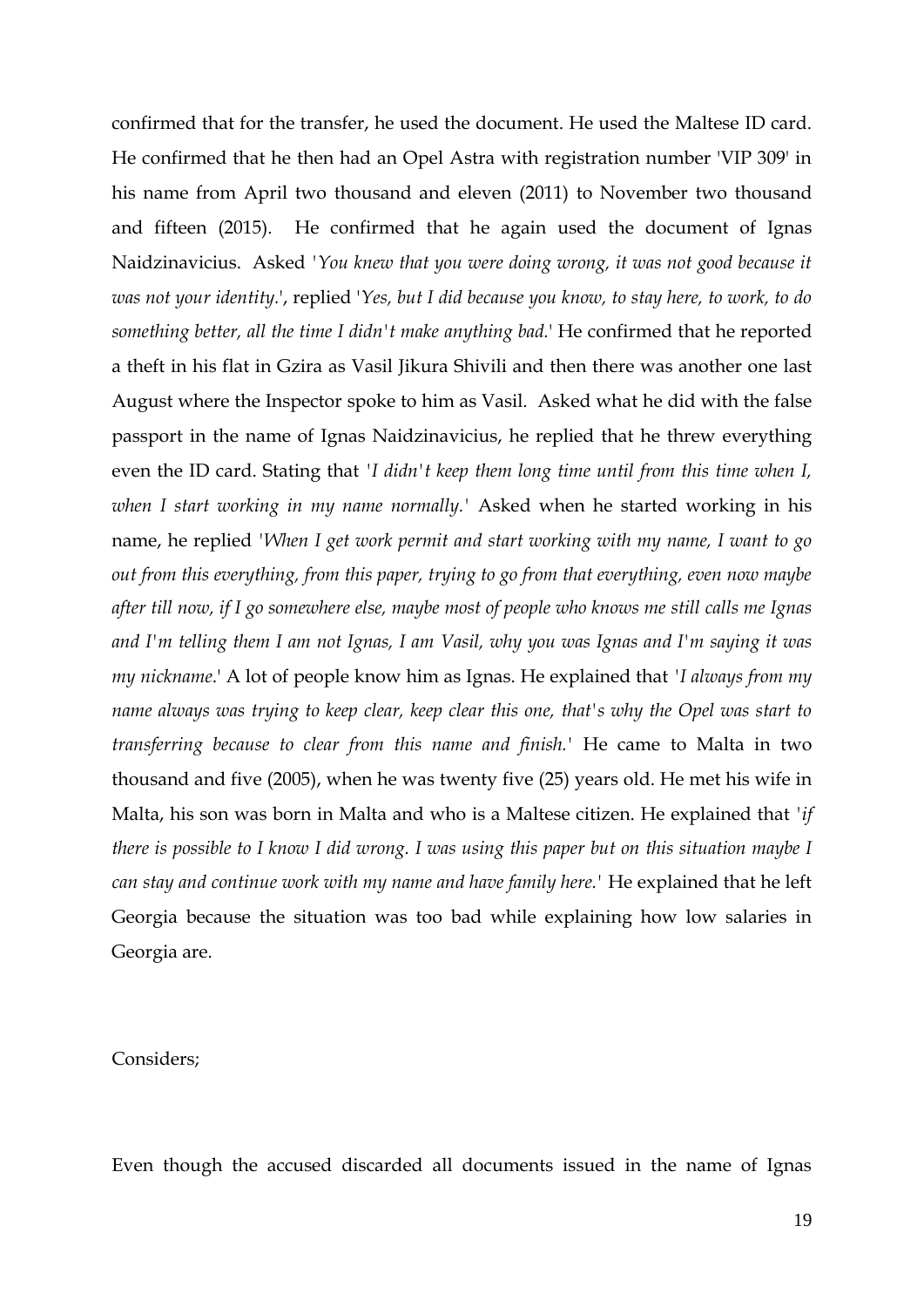confirmed that for the transfer, he used the document. He used the Maltese ID card. He confirmed that he then had an Opel Astra with registration number 'VIP 309' in his name from April two thousand and eleven (2011) to November two thousand and fifteen (2015). He confirmed that he again used the document of Ignas Naidzinavicius. Asked '*You knew that you were doing wrong, it was not good because it was not your identity.*', replied '*Yes, but I did because you know, to stay here, to work, to do something better, all the time I didn't make anything bad.*' He confirmed that he reported a theft in his flat in Gzira as Vasil Jikura Shivili and then there was another one last August where the Inspector spoke to him as Vasil. Asked what he did with the false passport in the name of Ignas Naidzinavicius, he replied that he threw everything even the ID card. Stating that '*I didn't keep them long time until from this time when I, when I start working in my name normally.*' Asked when he started working in his name, he replied '*When I get work permit and start working with my name, I want to go out from this everything, from this paper, trying to go from that everything, even now maybe after till now, if I go somewhere else, maybe most of people who knows me still calls me Ignas and I'm telling them I am not Ignas, I am Vasil, why you was Ignas and I'm saying it was my nickname*.' A lot of people know him as Ignas. He explained that '*I always from my name always was trying to keep clear, keep clear this one, that's why the Opel was start to transferring because to clear from this name and finish.*' He came to Malta in two thousand and five (2005), when he was twenty five (25) years old. He met his wife in Malta, his son was born in Malta and who is a Maltese citizen. He explained that '*if there is possible to I know I did wrong. I was using this paper but on this situation maybe I can stay and continue work with my name and have family here.*' He explained that he left Georgia because the situation was too bad while explaining how low salaries in Georgia are.

Considers;

Even though the accused discarded all documents issued in the name of Ignas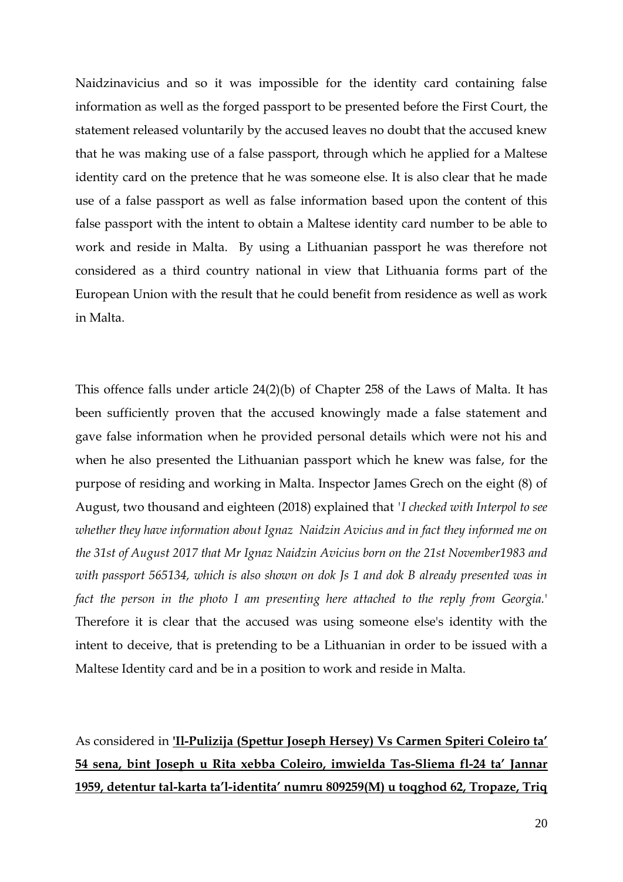Naidzinavicius and so it was impossible for the identity card containing false information as well as the forged passport to be presented before the First Court, the statement released voluntarily by the accused leaves no doubt that the accused knew that he was making use of a false passport, through which he applied for a Maltese identity card on the pretence that he was someone else. It is also clear that he made use of a false passport as well as false information based upon the content of this false passport with the intent to obtain a Maltese identity card number to be able to work and reside in Malta. By using a Lithuanian passport he was therefore not considered as a third country national in view that Lithuania forms part of the European Union with the result that he could benefit from residence as well as work in Malta.

This offence falls under article 24(2)(b) of Chapter 258 of the Laws of Malta. It has been sufficiently proven that the accused knowingly made a false statement and gave false information when he provided personal details which were not his and when he also presented the Lithuanian passport which he knew was false, for the purpose of residing and working in Malta. Inspector James Grech on the eight (8) of August, two thousand and eighteen (2018) explained that '*I checked with Interpol to see whether they have information about Ignaz Naidzin Avicius and in fact they informed me on the 31st of August 2017 that Mr Ignaz Naidzin Avicius born on the 21st November1983 and with passport 565134, which is also shown on dok Js 1 and dok B already presented was in fact the person in the photo I am presenting here attached to the reply from Georgia.*' Therefore it is clear that the accused was using someone else's identity with the intent to deceive, that is pretending to be a Lithuanian in order to be issued with a Maltese Identity card and be in a position to work and reside in Malta.

As considered in **'Il-Pulizija (Spettur Joseph Hersey) Vs Carmen Spiteri Coleiro ta' 54 sena, bint Joseph u Rita xebba Coleiro, imwielda Tas-Sliema fl-24 ta' Jannar 1959, detentur tal-karta ta'l-identita' numru 809259(M) u toqghod 62, Tropaze, Triq**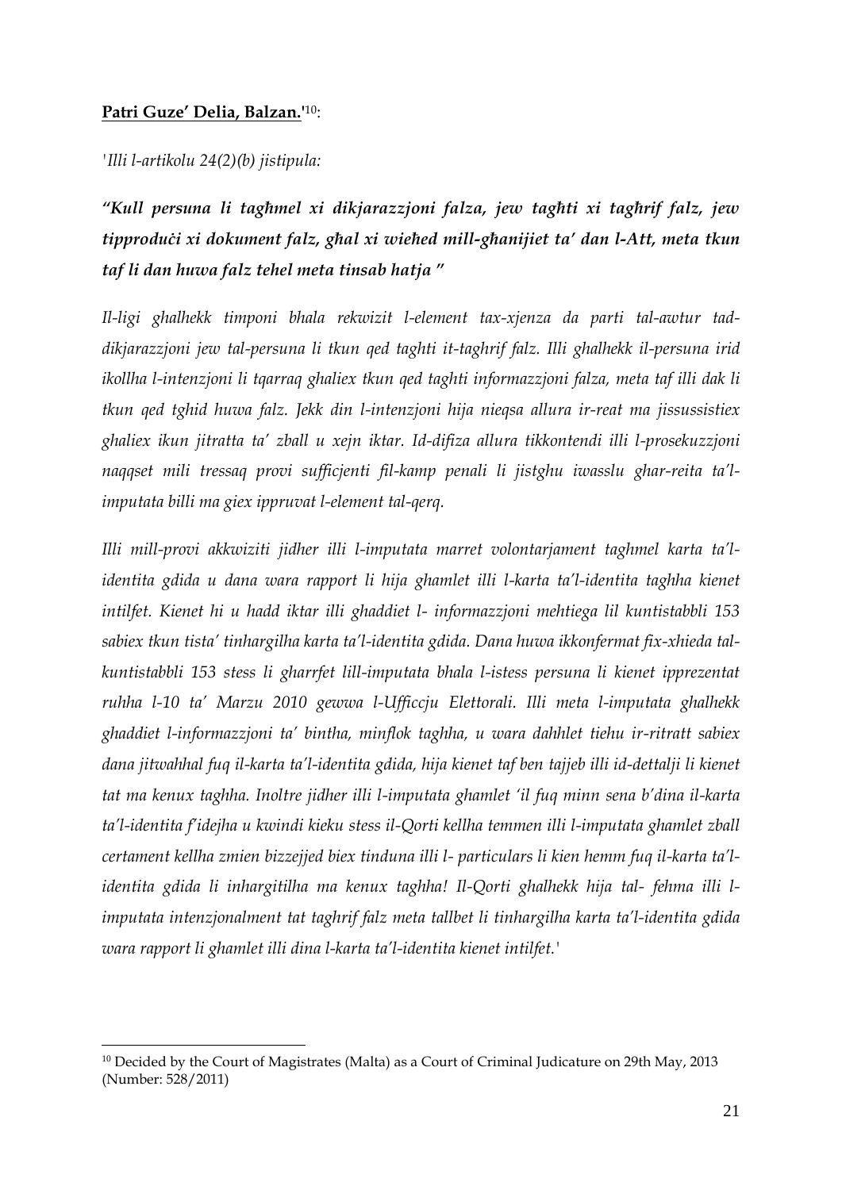**Patri Guze' Delia, Balzan.'**[10]:

*'Illi l-artikolu 24(2)(b) jistipula:*

***"Kull persuna li tagħmel xi dikjarazzjoni falza, jew tagħti xi tagħrif falz, jew tipproduċi xi dokument falz, għal xi wieħed mill-għanijiet ta' dan l-Att, meta tkun taf li dan huwa falz tehel meta tinsab hatja "***

*Il-ligi ghalhekk timponi bhala rekwizit l-element tax-xjenza da parti tal-awtur tad-dikjarazzjoni jew tal-persuna li tkun qed taghti it-taghrif falz. Illi ghalhekk il-persuna irid ikollha l-intenzjoni li tqarraq ghaliex tkun qed taghti informazzjoni falza, meta taf illi dak li tkun qed tghid huwa falz. Jekk din l-intenzjoni hija nieqsa allura ir-reat ma jissussistiex ghaliex ikun jitratta ta' zball u xejn iktar. Id-difiza allura tikkontendi illi l-prosekuzzjoni naqqset mili tressaq provi sufficjenti fil-kamp penali li jistghu iwasslu ghar-reita ta'l-imputata billi ma giex ippruvat l-element tal-qerq.*

*Illi mill-provi akkwiziti jidher illi l-imputata marret volontarjament taghmel karta ta'l-identita gdida u dana wara rapport li hija ghamlet illi l-karta ta'l-identita taghha kienet intilfet. Kienet hi u hadd iktar illi ghaddiet l- informazzjoni mehtiega lil kuntistabbli 153 sabiex tkun tista' tinhargilha karta ta'l-identita gdida. Dana huwa ikkonfermat fix-xhieda tal-kuntistabbli 153 stess li gharrfet lill-imputata bhala l-istess persuna li kienetipprezentat ruhha l-10 ta' Marzu 2010 gewwa l-Ufficcju Elettorali. Illi meta l-imputata ghalhekk ghaddiet l-informazzjoni ta' bintha, minflok taghha, u wara dahhlet tiehu ir-ritratt sabiex dana jitwahhal fuq il-karta ta'l-identita gdida, hija kienet taf ben tajjeb illi id-dettalji li kienet tat ma kenux taghha. Inoltre jidher illi l-imputata ghamlet 'il fuq minn sena b'dina il-karta ta'l-identita f'idejha u kwindi kieku stess il-Qorti kellha temmen illi l-imputata ghamlet zball certament kellha zmien bizzejjed biex tinduna illi l- particulars li kien hemm fuq il-karta ta'l-identita gdida li inhargitilha ma kenux taghha! Il-Qorti ghalhekk hija tal- fehma illi l-imputata intenzjonalment tat taghrif falz meta tallbet li tinhargilha karta ta'l-identita gdida wara rapport li ghamlet illi dina l-karta ta'l-identita kienet intilfet.'*

---

[10] Decided by the Court of Magistrates (Malta) as a Court of Criminal Judicature on 29th May, 2013 (Number: 528/2011)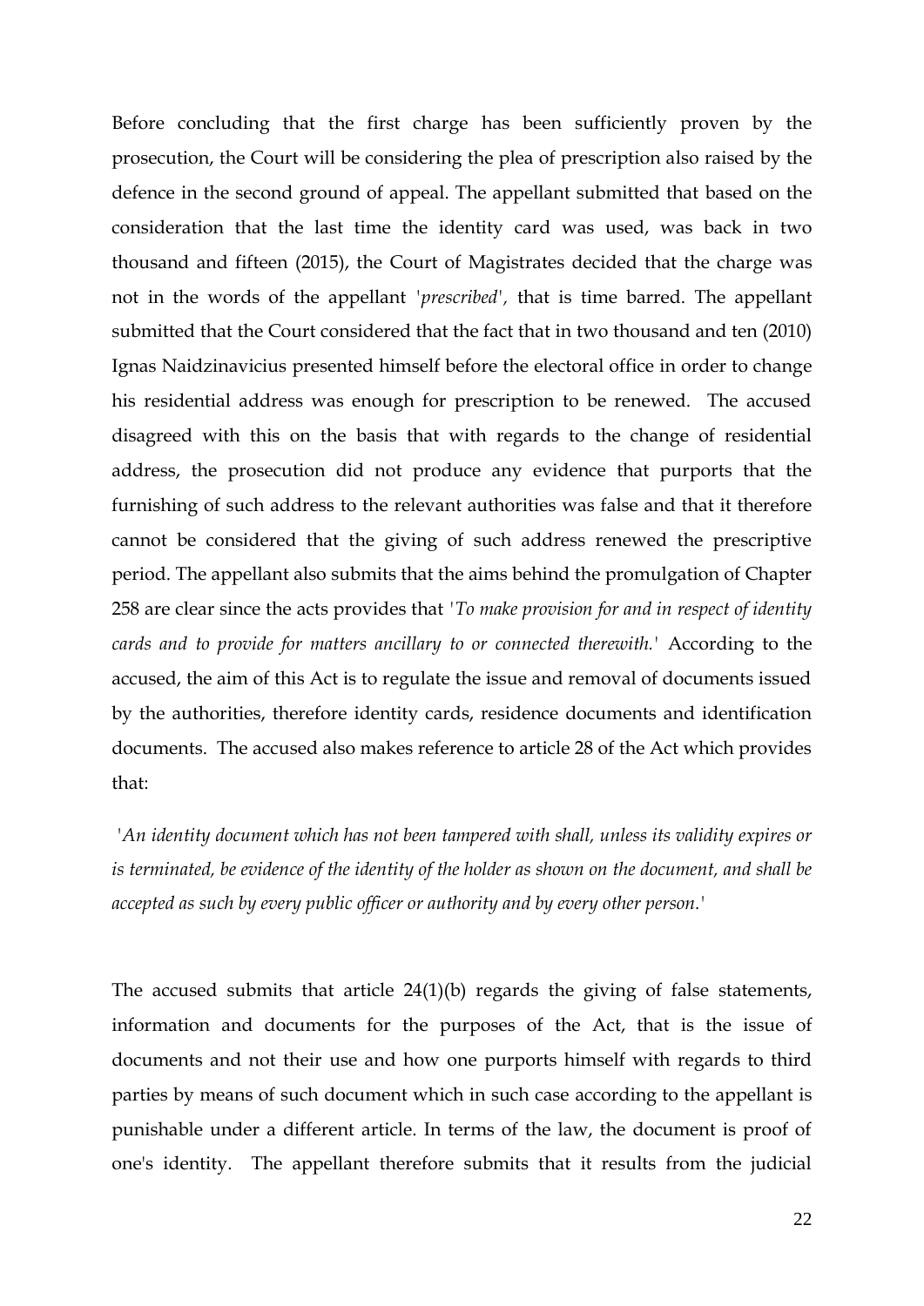Before concluding that the first charge has been sufficiently proven by the prosecution, the Court will be considering the plea of prescription also raised by the defence in the second ground of appeal. The appellant submitted that based on the consideration that the last time the identity card was used, was back in two thousand and fifteen (2015), the Court of Magistrates decided that the charge was not in the words of the appellant '*prescribed*', that is time barred. The appellant submitted that the Court considered that the fact that in two thousand and ten (2010) Ignas Naidzinavicius presented himself before the electoral office in order to change his residential address was enough for prescription to be renewed. The accused disagreed with this on the basis that with regards to the change of residential address, the prosecution did not produce any evidence that purports that the furnishing of such address to the relevant authorities was false and that it therefore cannot be considered that the giving of such address renewed the prescriptive period. The appellant also submits that the aims behind the promulgation of Chapter 258 are clear since the acts provides that '*To make provision for and in respect of identity cards and to provide for matters ancillary to or connected therewith.*' According to the accused, the aim of this Act is to regulate the issue and removal of documents issued by the authorities, therefore identity cards, residence documents and identification documents. The accused also makes reference to article 28 of the Act which provides that:

'*An identity document which has not been tampered with shall, unless its validity expires or is terminated, be evidence of the identity of the holder as shown on the document, and shall be accepted as such by every public officer or authority and by every other person.*'

The accused submits that article 24(1)(b) regards the giving of false statements, information and documents for the purposes of the Act, that is the issue of documents and not their use and how one purports himself with regards to third parties by means of such document which in such case according to the appellant is punishable under a different article. In terms of the law, the document is proof of one's identity. The appellant therefore submits that it results from the judicial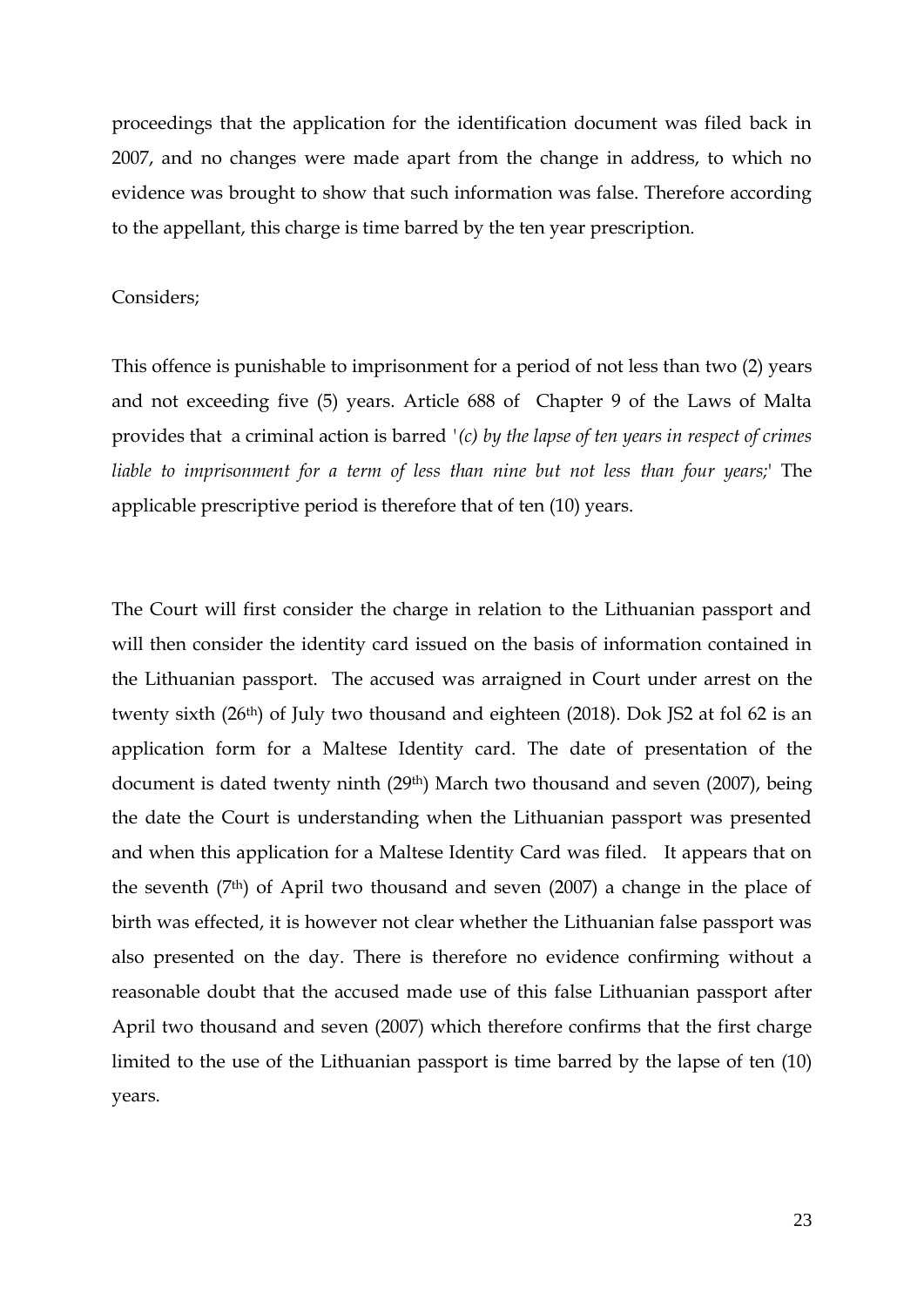proceedings that the application for the identification document was filed back in 2007, and no changes were made apart from the change in address, to which no evidence was brought to show that such information was false. Therefore according to the appellant, this charge is time barred by the ten year prescription.

Considers;

This offence is punishable to imprisonment for a period of not less than two (2) years and not exceeding five (5) years. Article 688 of Chapter 9 of the Laws of Malta provides that a criminal action is barred '*(c) by the lapse of ten years in respect of crimes liable to imprisonment for a term of less than nine but not less than four years;*' The applicable prescriptive period is therefore that of ten (10) years.

The Court will first consider the charge in relation to the Lithuanian passport and will then consider the identity card issued on the basis of information contained in the Lithuanian passport. The accused was arraigned in Court under arrest on the twenty sixth (26th) of July two thousand and eighteen (2018). Dok JS2 at fol 62 is an application form for a Maltese Identity card. The date of presentation of the document is dated twenty ninth (29th) March two thousand and seven (2007), being the date the Court is understanding when the Lithuanian passport was presented and when this application for a Maltese Identity Card was filed. It appears that on the seventh (7th) of April two thousand and seven (2007) a change in the place of birth was effected, it is however not clear whether the Lithuanian false passport was also presented on the day. There is therefore no evidence confirming without a reasonable doubt that the accused made use of this false Lithuanian passport after April two thousand and seven (2007) which therefore confirms that the first charge limited to the use of the Lithuanian passport is time barred by the lapse of ten (10) years.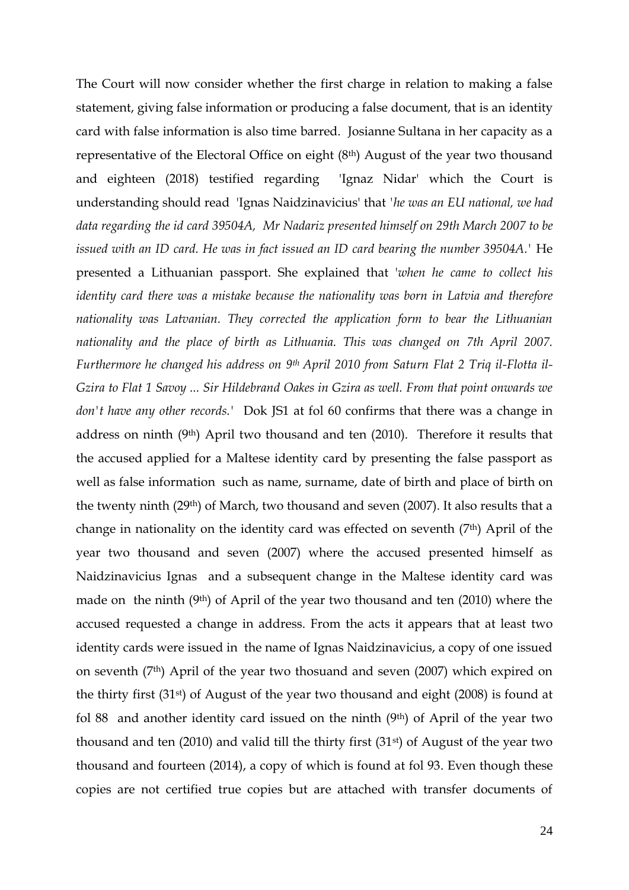The Court will now consider whether the first charge in relation to making a false statement, giving false information or producing a false document, that is an identity card with false information is also time barred. Josianne Sultana in her capacity as a representative of the Electoral Office on eight (8th) August of the year two thousand and eighteen (2018) testified regarding 'Ignaz Nidar' which the Court is understanding should read 'Ignas Naidzinavicius' that '*he was an EU national, we had data regarding the id card 39504A, Mr Nadariz presented himself on 29th March 2007 to be issued with an ID card. He was in fact issued an ID card bearing the number 39504A.*' He presented a Lithuanian passport. She explained that '*when he came to collect his identity card there was a mistake because the nationality was born in Latvia and therefore nationality was Latvanian. They corrected the application form to bear the Lithuanian nationality and the place of birth as Lithuania. This was changed on 7th April 2007. Furthermore he changed his address on 9th April 2010 from Saturn Flat 2 Triq il-Flotta il-Gzira to Flat 1 Savoy ... Sir Hildebrand Oakes in Gzira as well. From that point onwards we don't have any other records.*' Dok JS1 at fol 60 confirms that there was a change in address on ninth (9th) April two thousand and ten (2010). Therefore it results that the accused applied for a Maltese identity card by presenting the false passport as well as false information such as name, surname, date of birth and place of birth on the twenty ninth (29th) of March, two thousand and seven (2007). It also results that a change in nationality on the identity card was effected on seventh (7th) April of the year two thousand and seven (2007) where the accused presented himself as Naidzinavicius Ignas and a subsequent change in the Maltese identity card was made on the ninth (9th) of April of the year two thousand and ten (2010) where the accused requested a change in address. From the acts it appears that at least two identity cards were issued in the name of Ignas Naidzinavicius, a copy of one issued on seventh (7th) April of the year two thosuand and seven (2007) which expired on the thirty first (31st) of August of the year two thousand and eight (2008) is found at fol 88 and another identity card issued on the ninth (9th) of April of the year two thousand and ten (2010) and valid till the thirty first (31st) of August of the year two thousand and fourteen (2014), a copy of which is found at fol 93. Even though these copies are not certified true copies but are attached with transfer documents of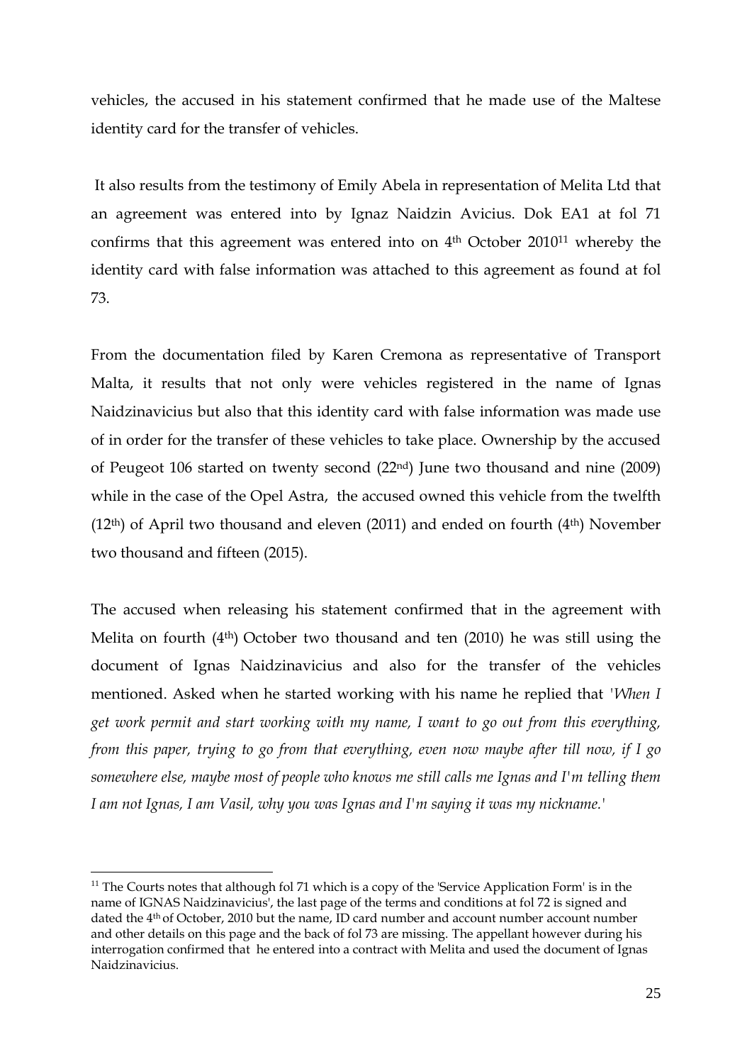vehicles, the accused in his statement confirmed that he made use of the Maltese identity card for the transfer of vehicles.

It also results from the testimony of Emily Abela in representation of Melita Ltd that an agreement was entered into by Ignaz Naidzin Avicius. Dok EA1 at fol 71 confirms that this agreement was entered into on 4th October 2010[11] whereby the identity card with false information was attached to this agreement as found at fol 73.

From the documentation filed by Karen Cremona as representative of Transport Malta, it results that not only were vehicles registered in the name of Ignas Naidzinavicius but also that this identity card with false information was made use of in order for the transfer of these vehicles to take place. Ownership by the accused of Peugeot 106 started on twenty second (22nd) June two thousand and nine (2009) while in the case of the Opel Astra, the accused owned this vehicle from the twelfth (12th) of April two thousand and eleven (2011) and ended on fourth (4th) November two thousand and fifteen (2015).

The accused when releasing his statement confirmed that in the agreement with Melita on fourth (4th) October two thousand and ten (2010) he was still using the document of Ignas Naidzinavicius and also for the transfer of the vehicles mentioned. Asked when he started working with his name he replied that *'When I get work permit and start working with my name, I want to go out from this everything, from this paper, trying to go from that everything, even now maybe after till now, if I go somewhere else, maybe most of people who knows me still calls me Ignas and I'm telling them I am not Ignas, I am Vasil, why you was Ignas and I'm saying it was my nickname.'*

---

[11] The Courts notes that although fol 71 which is a copy of the 'Service Application Form' is in the name of IGNAS Naidzinavicius', the last page of the terms and conditions at fol 72 is signed and dated the 4th of October, 2010 but the name, ID card number and account number account number and other details on this page and the back of fol 73 are missing. The appellant however during his interrogation confirmed that he entered into a contract with Melita and used the document of Ignas Naidzinavicius.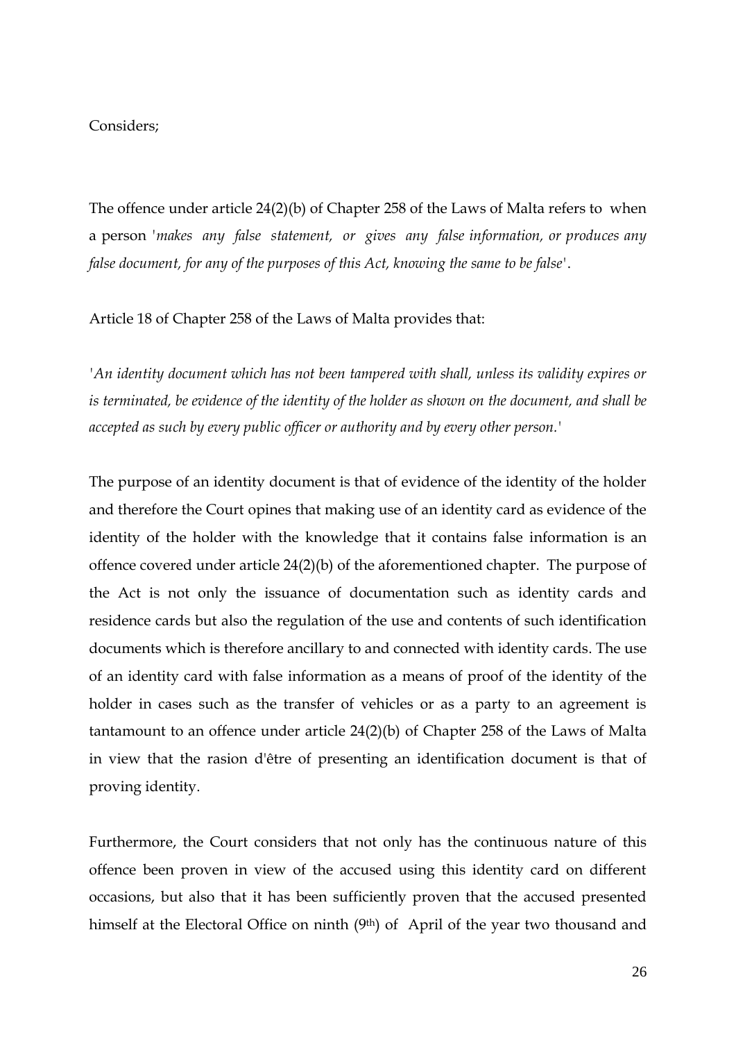Considers;

The offence under article 24(2)(b) of Chapter 258 of the Laws of Malta refers to when a person '*makes any false statement, or gives any false information, or produces any false document, for any of the purposes of this Act, knowing the same to be false*'.

Article 18 of Chapter 258 of the Laws of Malta provides that:

'*An identity document which has not been tampered with shall, unless its validity expires or is terminated, be evidence of the identity of the holder as shown on the document, and shall be accepted as such by every public officer or authority and by every other person.*'

The purpose of an identity document is that of evidence of the identity of the holder and therefore the Court opines that making use of an identity card as evidence of the identity of the holder with the knowledge that it contains false information is an offence covered under article 24(2)(b) of the aforementioned chapter. The purpose of the Act is not only the issuance of documentation such as identity cards and residence cards but also the regulation of the use and contents of such identification documents which is therefore ancillary to and connected with identity cards. The use of an identity card with false information as a means of proof of the identity of the holder in cases such as the transfer of vehicles or as a party to an agreement is tantamount to an offence under article 24(2)(b) of Chapter 258 of the Laws of Malta in view that the rasion d'être of presenting an identification document is that of proving identity.

Furthermore, the Court considers that not only has the continuous nature of this offence been proven in view of the accused using this identity card on different occasions, but also that it has been sufficiently proven that the accused presented himself at the Electoral Office on ninth (9th) of April of the year two thousand and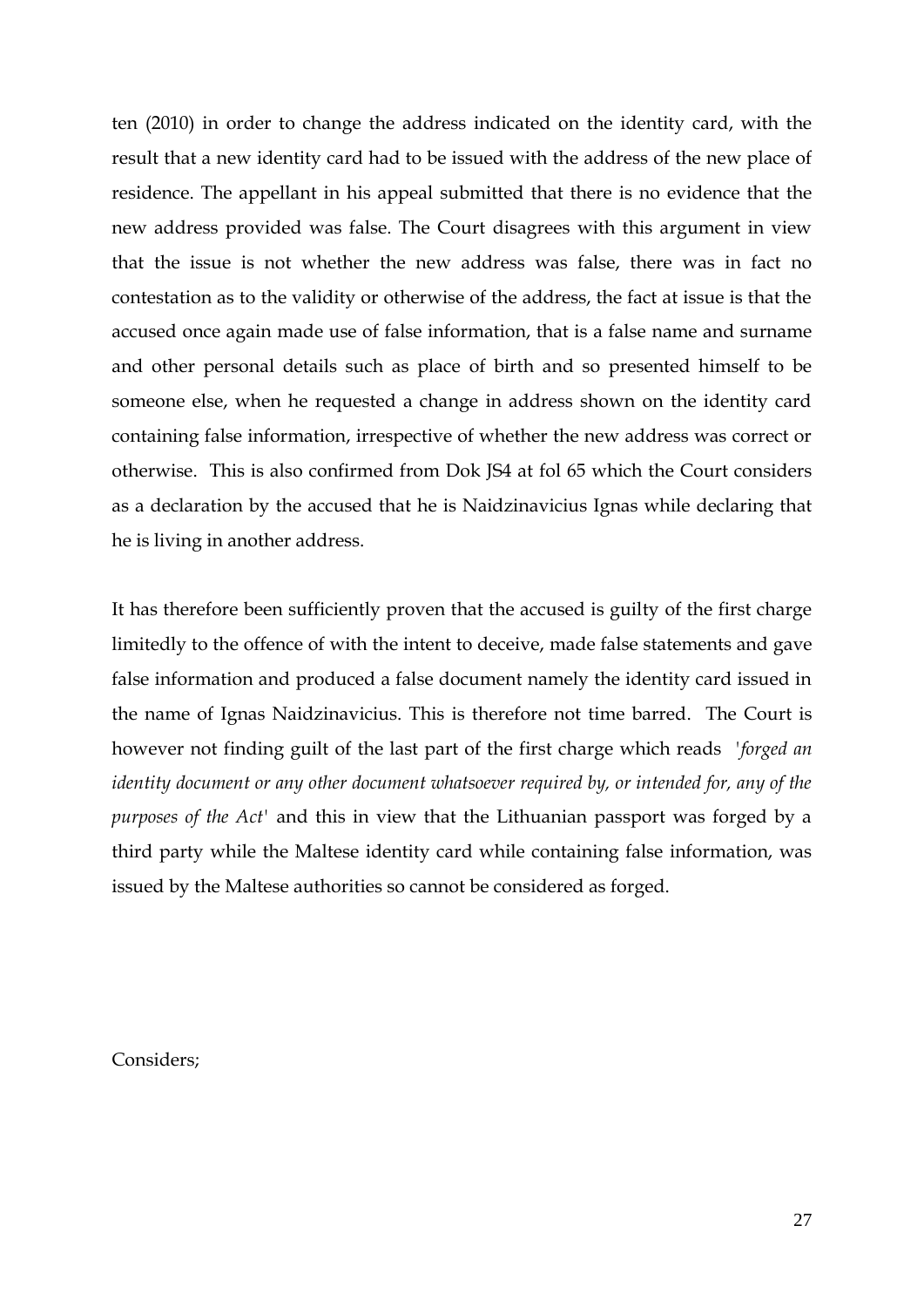ten (2010) in order to change the address indicated on the identity card, with the result that a new identity card had to be issued with the address of the new place of residence. The appellant in his appeal submitted that there is no evidence that the new address provided was false. The Court disagrees with this argument in view that the issue is not whether the new address was false, there was in fact no contestation as to the validity or otherwise of the address, the fact at issue is that the accused once again made use of false information, that is a false name and surname and other personal details such as place of birth and so presented himself to be someone else, when he requested a change in address shown on the identity card containing false information, irrespective of whether the new address was correct or otherwise. This is also confirmed from Dok JS4 at fol 65 which the Court considers as a declaration by the accused that he is Naidzinavicius Ignas while declaring that he is living in another address.

It has therefore been sufficiently proven that the accused is guilty of the first charge limitedly to the offence of with the intent to deceive, made false statements and gave false information and produced a false document namely the identity card issued in the name of Ignas Naidzinavicius. This is therefore not time barred. The Court is however not finding guilt of the last part of the first charge which reads '*forged an identity document or any other document whatsoever required by, or intended for, any of the purposes of the Act*' and this in view that the Lithuanian passport was forged by a third party while the Maltese identity card while containing false information, was issued by the Maltese authorities so cannot be considered as forged.

Considers;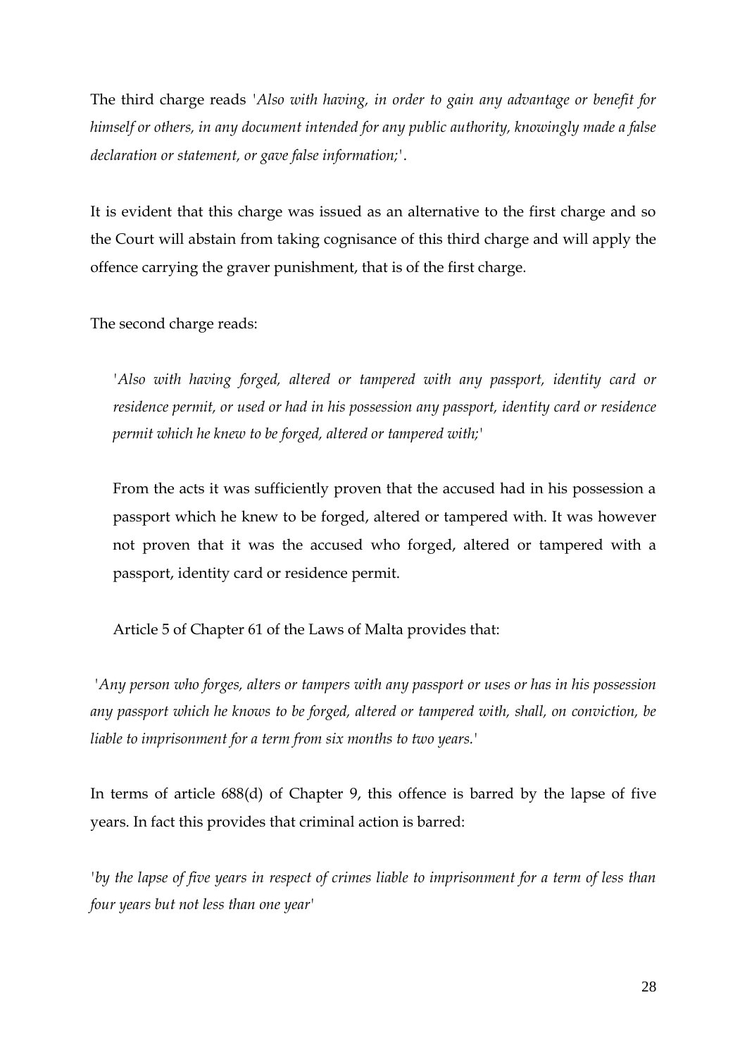The third charge reads '*Also with having, in order to gain any advantage or benefit for himself or others, in any document intended for any public authority, knowingly made a false declaration or statement, or gave false information;*'.

It is evident that this charge was issued as an alternative to the first charge and so the Court will abstain from taking cognisance of this third charge and will apply the offence carrying the graver punishment, that is of the first charge.

The second charge reads:

> '*Also with having forged, altered or tampered with any passport, identity card or residence permit, or used or had in his possession any passport, identity card or residence permit which he knew to be forged, altered or tampered with;*'

From the acts it was sufficiently proven that the accused had in his possession a passport which he knew to be forged, altered or tampered with. It was however not proven that it was the accused who forged, altered or tampered with a passport, identity card or residence permit.

Article 5 of Chapter 61 of the Laws of Malta provides that:

'*Any person who forges, alters or tampers with any passport or uses or has in his possession any passport which he knows to be forged, altered or tampered with, shall, on conviction, be liable to imprisonment for a term from six months to two years.*'

In terms of article 688(d) of Chapter 9, this offence is barred by the lapse of five years. In fact this provides that criminal action is barred:

'*by the lapse of five years in respect of crimes liable to imprisonment for a term of less than four years but not less than one year*'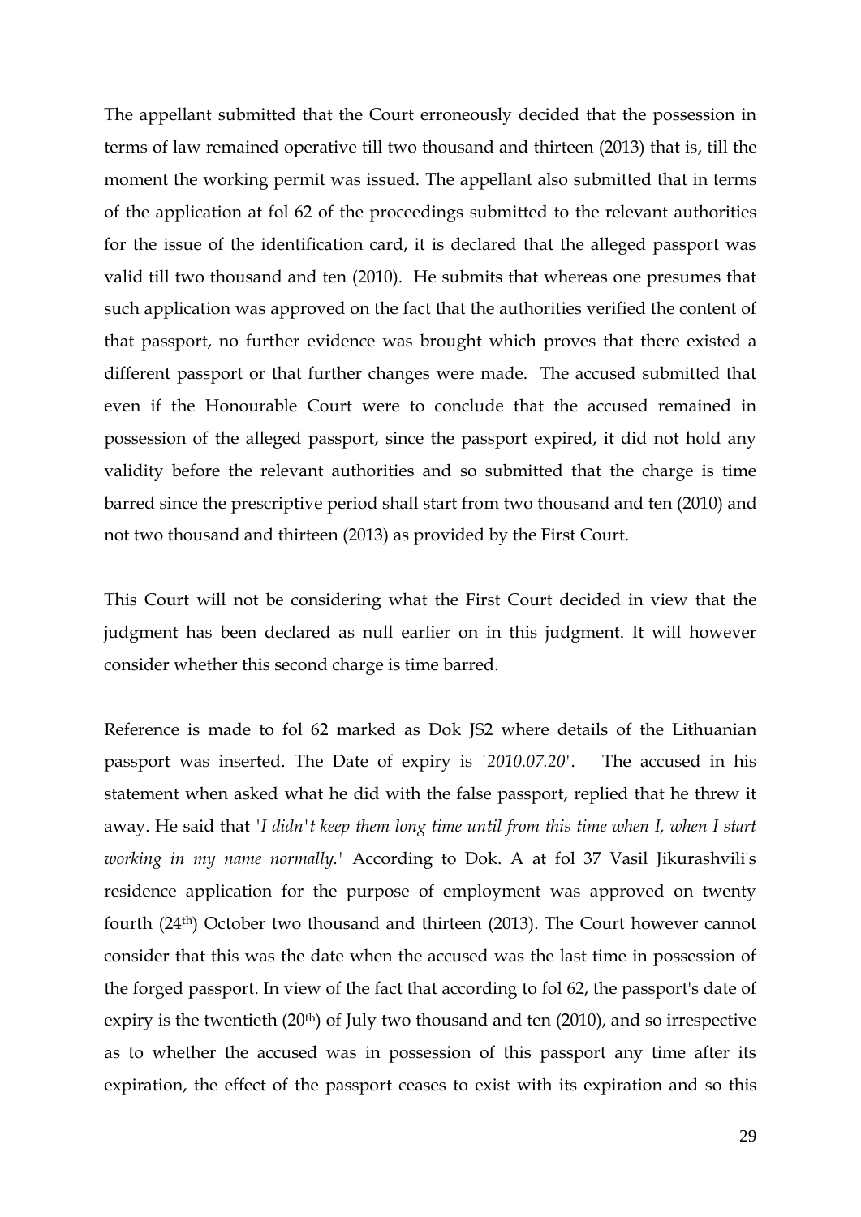The appellant submitted that the Court erroneously decided that the possession in terms of law remained operative till two thousand and thirteen (2013) that is, till the moment the working permit was issued. The appellant also submitted that in terms of the application at fol 62 of the proceedings submitted to the relevant authorities for the issue of the identification card, it is declared that the alleged passport was valid till two thousand and ten (2010). He submits that whereas one presumes that such application was approved on the fact that the authorities verified the content of that passport, no further evidence was brought which proves that there existed a different passport or that further changes were made. The accused submitted that even if the Honourable Court were to conclude that the accused remained in possession of the alleged passport, since the passport expired, it did not hold any validity before the relevant authorities and so submitted that the charge is time barred since the prescriptive period shall start from two thousand and ten (2010) and not two thousand and thirteen (2013) as provided by the First Court.

This Court will not be considering what the First Court decided in view that the judgment has been declared as null earlier on in this judgment. It will however consider whether this second charge is time barred.

Reference is made to fol 62 marked as Dok JS2 where details of the Lithuanian passport was inserted. The Date of expiry is '*2010.07.20*'. The accused in his statement when asked what he did with the false passport, replied that he threw it away. He said that '*I didn't keep them long time until from this time when I, when I start working in my name normally.*' According to Dok. A at fol 37 Vasil Jikurashvili's residence application for the purpose of employment was approved on twenty fourth (24th) October two thousand and thirteen (2013). The Court however cannot consider that this was the date when the accused was the last time in possession of the forged passport. In view of the fact that according to fol 62, the passport's date of expiry is the twentieth (20th) of July two thousand and ten (2010), and so irrespective as to whether the accused was in possession of this passport any time after its expiration, the effect of the passport ceases to exist with its expiration and so this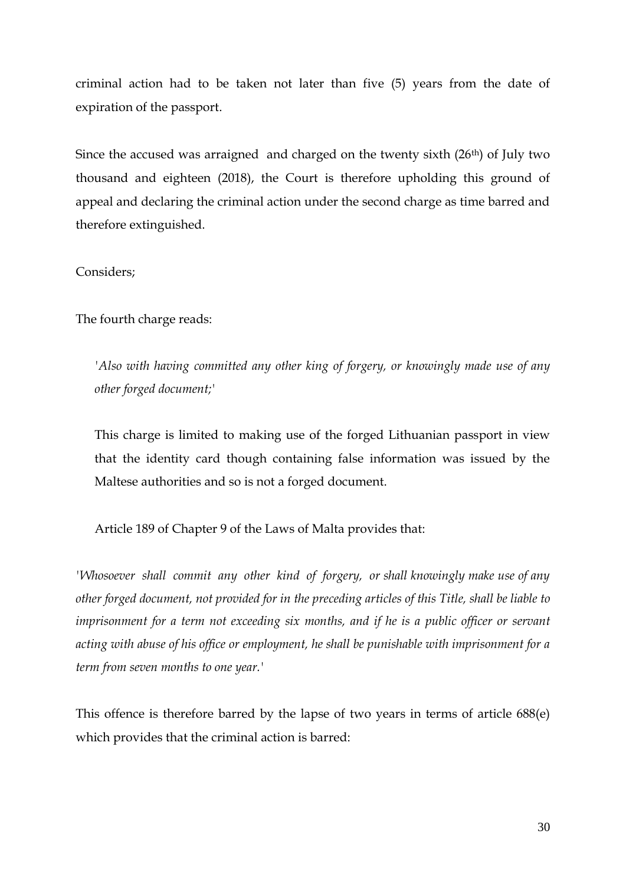criminal action had to be taken not later than five (5) years from the date of expiration of the passport.

Since the accused was arraigned and charged on the twenty sixth (26th) of July two thousand and eighteen (2018), the Court is therefore upholding this ground of appeal and declaring the criminal action under the second charge as time barred and therefore extinguished.

Considers;

The fourth charge reads:

> '*Also with having committed any other king of forgery, or knowingly made use of any other forged document;*'
>
> This charge is limited to making use of the forged Lithuanian passport in view that the identity card though containing false information was issued by the Maltese authorities and so is not a forged document.
>
> Article 189 of Chapter 9 of the Laws of Malta provides that:

*'Whosoever shall commit any other kind of forgery, or shall knowingly make use of any other forged document, not provided for in the preceding articles of this Title, shall be liable to imprisonment for a term not exceeding six months, and if he is a public officer or servant acting with abuse of his office or employment, he shall be punishable with imprisonment for a term from seven months to one year.'*

This offence is therefore barred by the lapse of two years in terms of article 688(e) which provides that the criminal action is barred: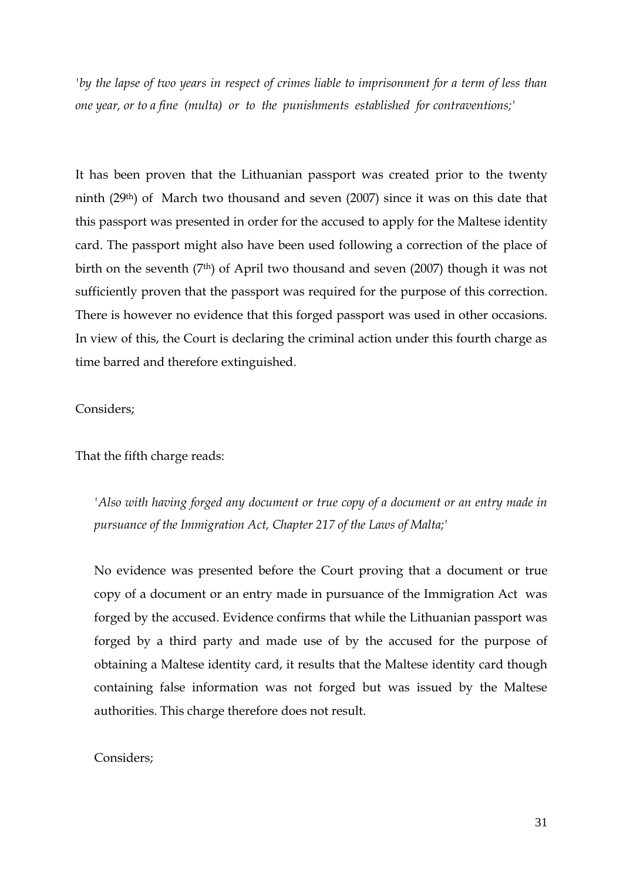*'by the lapse of two years in respect of crimes liable to imprisonment for a term of less than one year, or to a fine (multa) or to the punishments established for contraventions;'*

It has been proven that the Lithuanian passport was created prior to the twenty ninth (29th) of March two thousand and seven (2007) since it was on this date that this passport was presented in order for the accused to apply for the Maltese identity card. The passport might also have been used following a correction of the place of birth on the seventh (7th) of April two thousand and seven (2007) though it was not sufficiently proven that the passport was required for the purpose of this correction. There is however no evidence that this forged passport was used in other occasions. In view of this, the Court is declaring the criminal action under this fourth charge as time barred and therefore extinguished.

Considers;

That the fifth charge reads:

> *'Also with having forged any document or true copy of a document or an entry made in pursuance of the Immigration Act, Chapter 217 of the Laws of Malta;'*
>
> No evidence was presented before the Court proving that a document or true copy of a document or an entry made in pursuance of the Immigration Act was forged by the accused. Evidence confirms that while the Lithuanian passport was forged by a third party and made use of by the accused for the purpose of obtaining a Maltese identity card, it results that the Maltese identity card though containing false information was not forged but was issued by the Maltese authorities. This charge therefore does not result.
>
> Considers;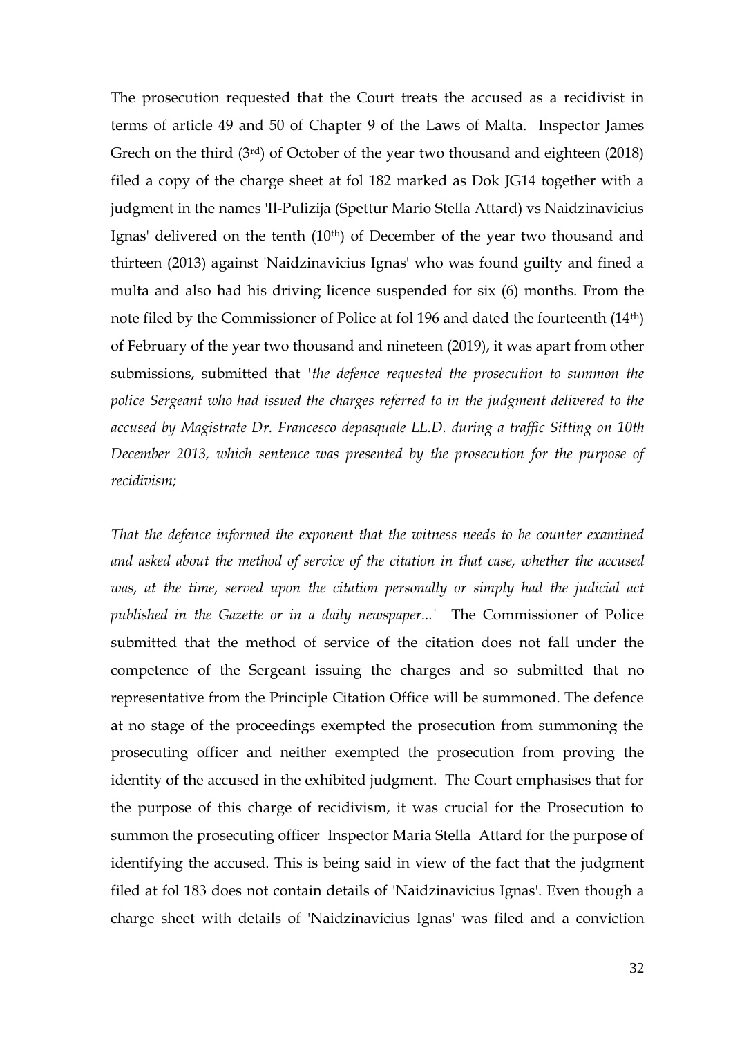The prosecution requested that the Court treats the accused as a recidivist in terms of article 49 and 50 of Chapter 9 of the Laws of Malta. Inspector James Grech on the third (3rd) of October of the year two thousand and eighteen (2018) filed a copy of the charge sheet at fol 182 marked as Dok JG14 together with a judgment in the names 'Il-Pulizija (Spettur Mario Stella Attard) vs Naidzinavicius Ignas' delivered on the tenth (10th) of December of the year two thousand and thirteen (2013) against 'Naidzinavicius Ignas' who was found guilty and fined a multa and also had his driving licence suspended for six (6) months. From the note filed by the Commissioner of Police at fol 196 and dated the fourteenth (14th) of February of the year two thousand and nineteen (2019), it was apart from other submissions, submitted that '*the defence requested the prosecution to summon the police Sergeant who had issued the charges referred to in the judgment delivered to the accused by Magistrate Dr. Francesco depasquale LL.D. during a traffic Sitting on 10th December 2013, which sentence was presented by the prosecution for the purpose of recidivism;*

*That the defence informed the exponent that the witness needs to be counter examined and asked about the method of service of the citation in that case, whether the accused was, at the time, served upon the citation personally or simply had the judicial act published in the Gazette or in a daily newspaper...*' The Commissioner of Police submitted that the method of service of the citation does not fall under the competence of the Sergeant issuing the charges and so submitted that no representative from the Principle Citation Office will be summoned. The defence at no stage of the proceedings exempted the prosecution from summoning the prosecuting officer and neither exempted the prosecution from proving the identity of the accused in the exhibited judgment. The Court emphasises that for the purpose of this charge of recidivism, it was crucial for the Prosecution to summon the prosecuting officer Inspector Maria Stella Attard for the purpose of identifying the accused. This is being said in view of the fact that the judgment filed at fol 183 does not contain details of 'Naidzinavicius Ignas'. Even though a charge sheet with details of 'Naidzinavicius Ignas' was filed and a conviction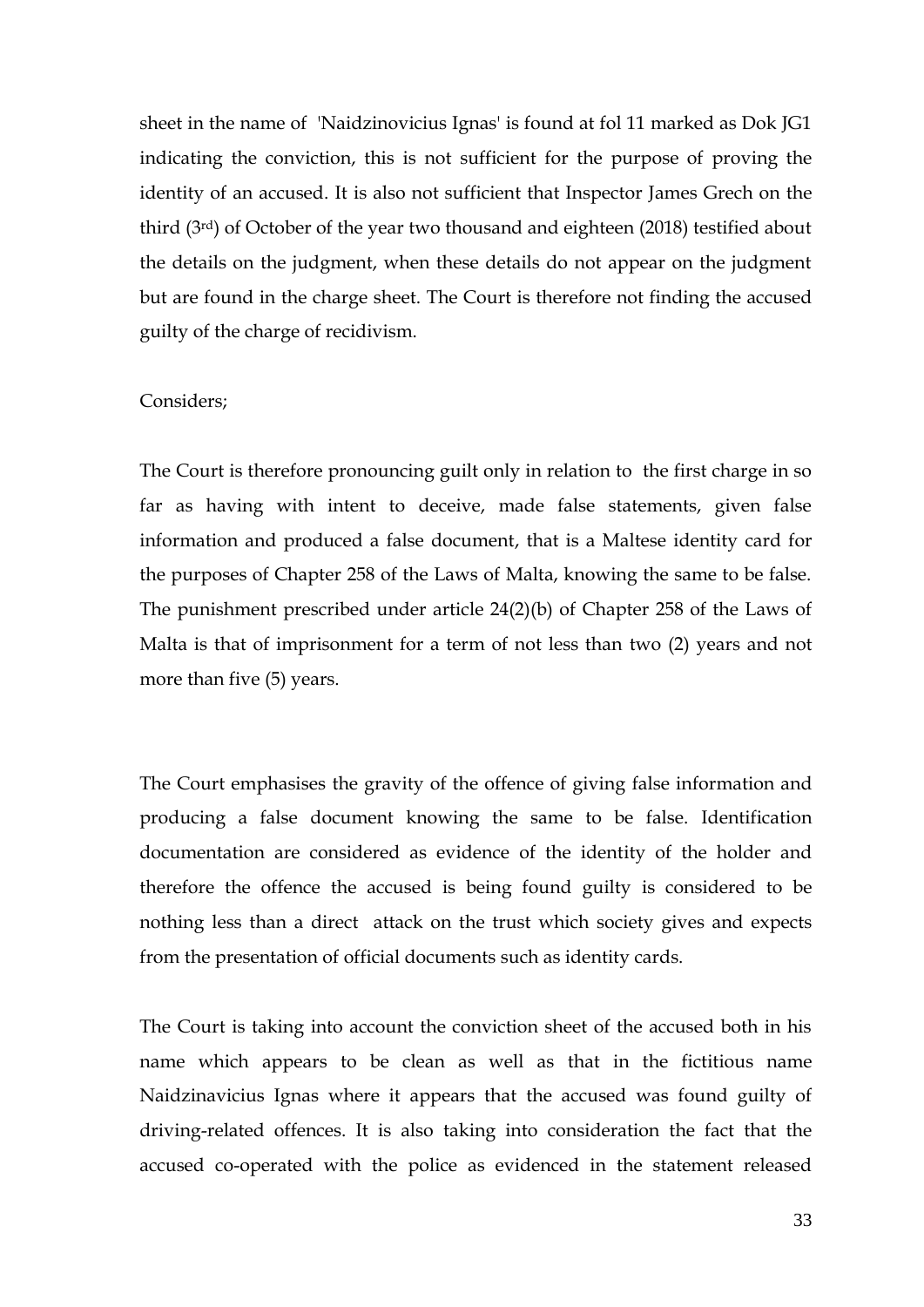sheet in the name of 'Naidzinovicius Ignas' is found at fol 11 marked as Dok JG1 indicating the conviction, this is not sufficient for the purpose of proving the identity of an accused. It is also not sufficient that Inspector James Grech on the third (3rd) of October of the year two thousand and eighteen (2018) testified about the details on the judgment, when these details do not appear on the judgment but are found in the charge sheet. The Court is therefore not finding the accused guilty of the charge of recidivism.

Considers;

The Court is therefore pronouncing guilt only in relation to the first charge in so far as having with intent to deceive, made false statements, given false information and produced a false document, that is a Maltese identity card for the purposes of Chapter 258 of the Laws of Malta, knowing the same to be false. The punishment prescribed under article 24(2)(b) of Chapter 258 of the Laws of Malta is that of imprisonment for a term of not less than two (2) years and not more than five (5) years.

The Court emphasises the gravity of the offence of giving false information and producing a false document knowing the same to be false. Identification documentation are considered as evidence of the identity of the holder and therefore the offence the accused is being found guilty is considered to be nothing less than a direct attack on the trust which society gives and expects from the presentation of official documents such as identity cards.

The Court is taking into account the conviction sheet of the accused both in his name which appears to be clean as well as that in the fictitious name Naidzinavicius Ignas where it appears that the accused was found guilty of driving-related offences. It is also taking into consideration the fact that the accused co-operated with the police as evidenced in the statement released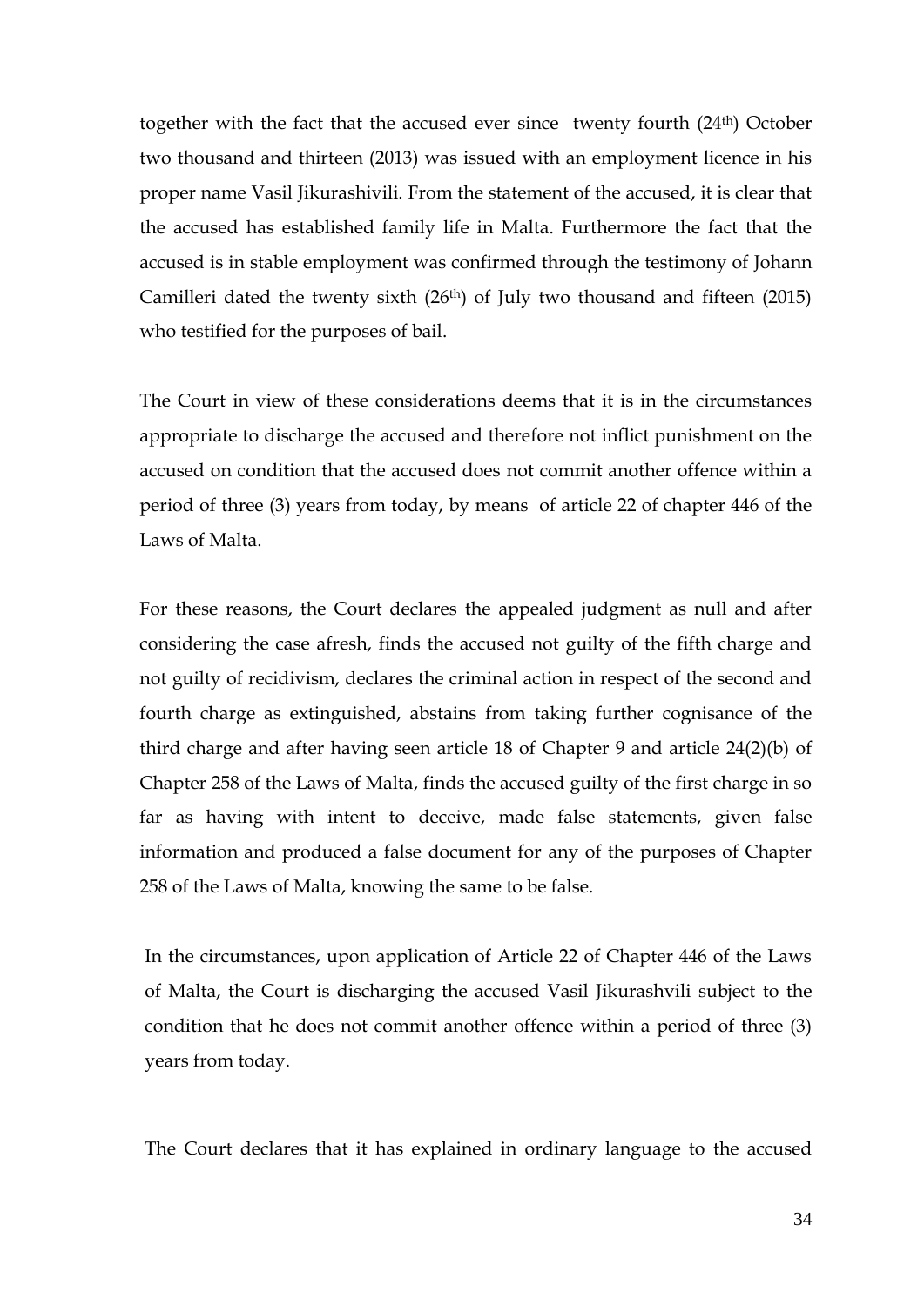together with the fact that the accused ever since twenty fourth (24th) October two thousand and thirteen (2013) was issued with an employment licence in his proper name Vasil Jikurashivili. From the statement of the accused, it is clear that the accused has established family life in Malta. Furthermore the fact that the accused is in stable employment was confirmed through the testimony of Johann Camilleri dated the twenty sixth (26th) of July two thousand and fifteen (2015) who testified for the purposes of bail.

The Court in view of these considerations deems that it is in the circumstances appropriate to discharge the accused and therefore not inflict punishment on the accused on condition that the accused does not commit another offence within a period of three (3) years from today, by means of article 22 of chapter 446 of the Laws of Malta.

For these reasons, the Court declares the appealed judgment as null and after considering the case afresh, finds the accused not guilty of the fifth charge and not guilty of recidivism, declares the criminal action in respect of the second and fourth charge as extinguished, abstains from taking further cognisance of the third charge and after having seen article 18 of Chapter 9 and article 24(2)(b) of Chapter 258 of the Laws of Malta, finds the accused guilty of the first charge in so far as having with intent to deceive, made false statements, given false information and produced a false document for any of the purposes of Chapter 258 of the Laws of Malta, knowing the same to be false.

In the circumstances, upon application of Article 22 of Chapter 446 of the Laws of Malta, the Court is discharging the accused Vasil Jikurashvili subject to the condition that he does not commit another offence within a period of three (3) years from today.

The Court declares that it has explained in ordinary language to the accused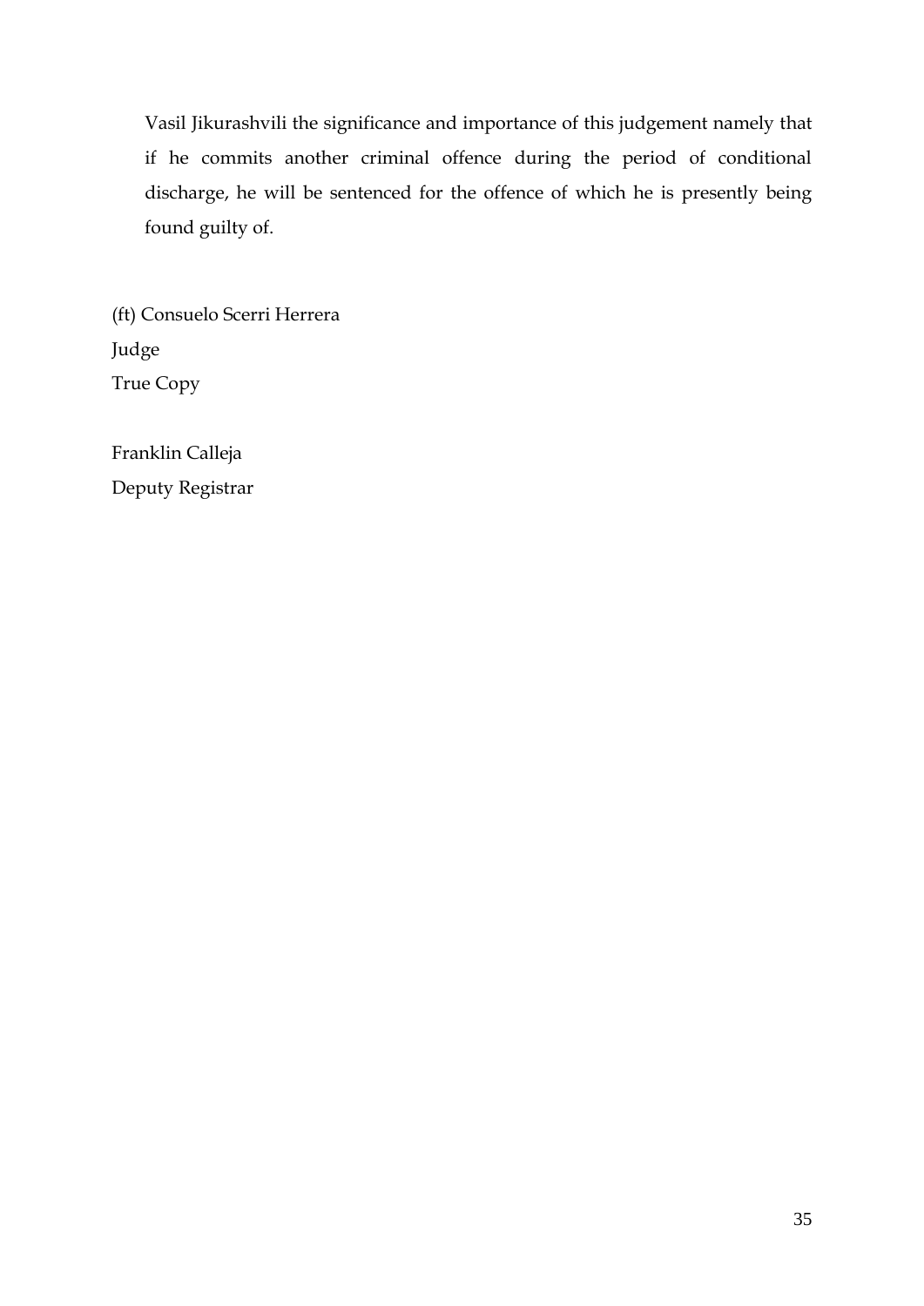Vasil Jikurashvili the significance and importance of this judgement namely that if he commits another criminal offence during the period of conditional discharge, he will be sentenced for the offence of which he is presently being found guilty of.

(ft) Consuelo Scerri Herrera
Judge
True Copy

Franklin Calleja
Deputy Registrar